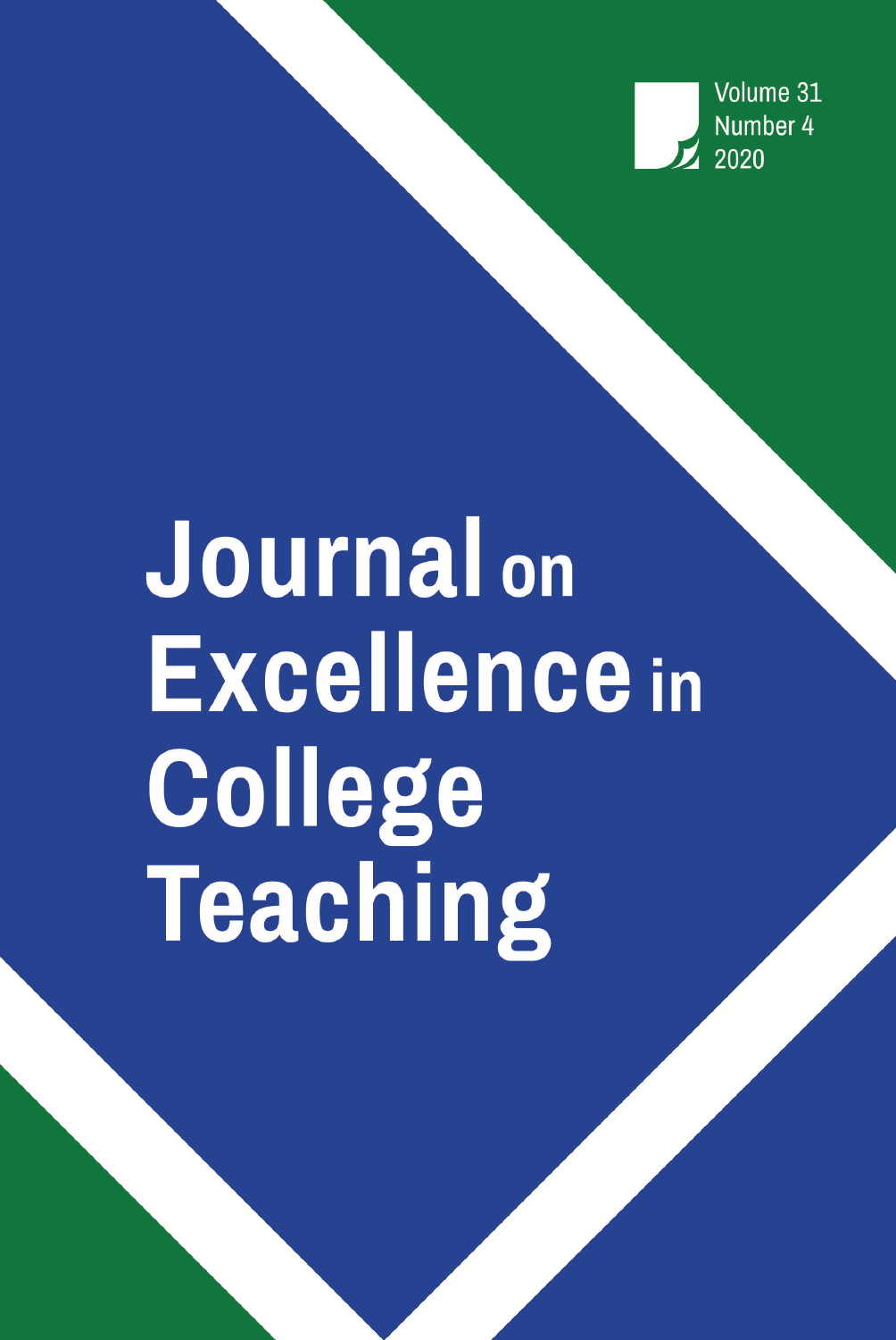Volume 31
Number 4
2020

# Journal on Excellence in College Teaching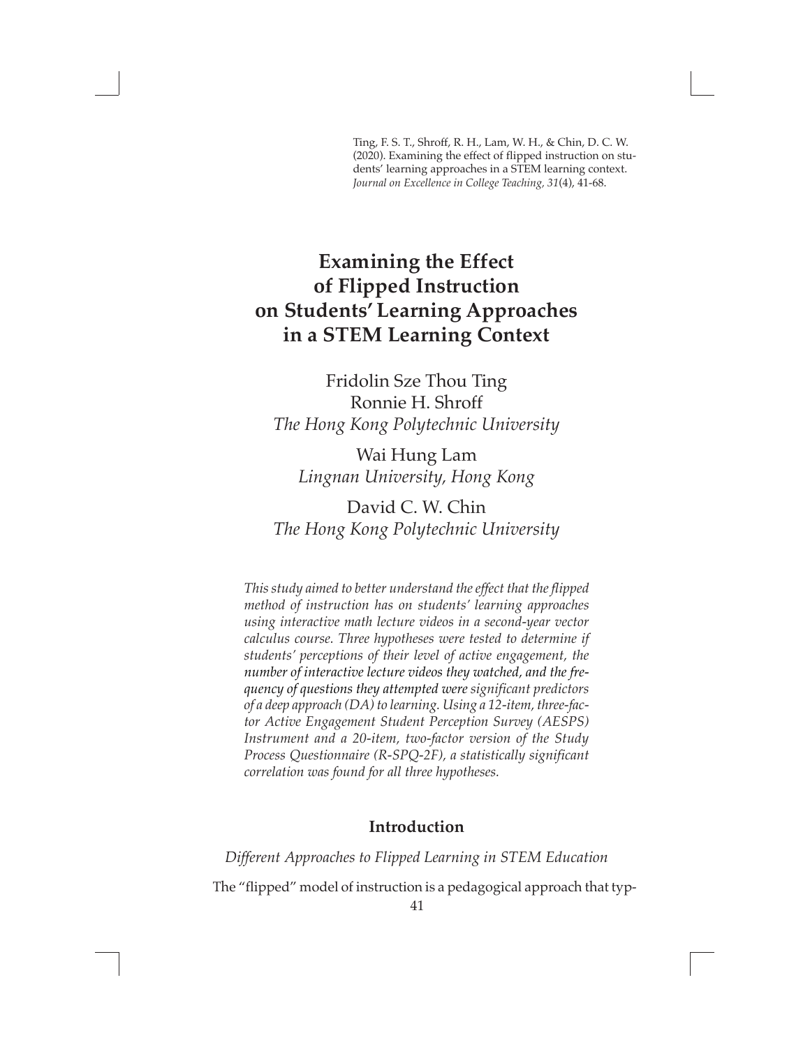Ting, F. S. T., Shroff, R. H., Lam, W. H., & Chin, D. C. W. (2020). Examining the effect of flipped instruction on students' learning approaches in a STEM learning context. *Journal on Excellence in College Teaching, 31*(4), 41-68.

# Examining the Effect of Flipped Instruction on Students' Learning Approaches in a STEM Learning Context

Fridolin Sze Thou Ting
Ronnie H. Shroff
*The Hong Kong Polytechnic University*

Wai Hung Lam
*Lingnan University, Hong Kong*

David C. W. Chin
*The Hong Kong Polytechnic University*

*This study aimed to better understand the effect that the flipped method of instruction has on students' learning approaches using interactive math lecture videos in a second-year vector calculus course. Three hypotheses were tested to determine if students' perceptions of their level of active engagement, the number of interactive lecture videos they watched, and the frequency of questions they attempted were significant predictors of a deep approach (DA) to learning. Using a 12-item, three-factor Active Engagement Student Perception Survey (AESPS) Instrument and a 20-item, two-factor version of the Study Process Questionnaire (R-SPQ-2F), a statistically significant correlation was found for all three hypotheses.*

## Introduction

### *Different Approaches to Flipped Learning in STEM Education*

The "flipped" model of instruction is a pedagogical approach that typ-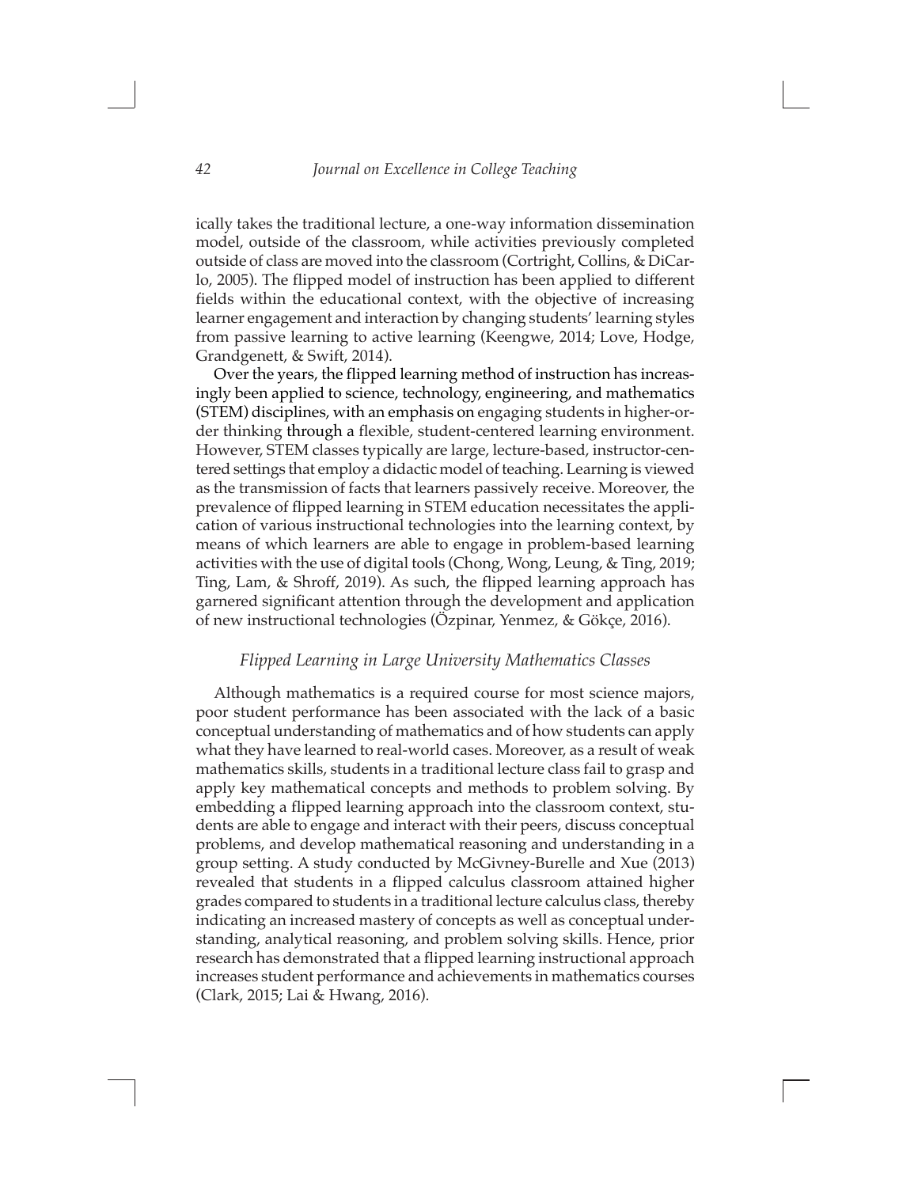ically takes the traditional lecture, a one-way information dissemination model, outside of the classroom, while activities previously completed outside of class are moved into the classroom (Cortright, Collins, & DiCarlo, 2005). The flipped model of instruction has been applied to different fields within the educational context, with the objective of increasing learner engagement and interaction by changing students' learning styles from passive learning to active learning (Keengwe, 2014; Love, Hodge, Grandgenett, & Swift, 2014).

Over the years, the flipped learning method of instruction has increasingly been applied to science, technology, engineering, and mathematics (STEM) disciplines, with an emphasis on engaging students in higher-order thinking through a flexible, student-centered learning environment. However, STEM classes typically are large, lecture-based, instructor-centered settings that employ a didactic model of teaching. Learning is viewed as the transmission of facts that learners passively receive. Moreover, the prevalence of flipped learning in STEM education necessitates the application of various instructional technologies into the learning context, by means of which learners are able to engage in problem-based learning activities with the use of digital tools (Chong, Wong, Leung, & Ting, 2019; Ting, Lam, & Shroff, 2019). As such, the flipped learning approach has garnered significant attention through the development and application of new instructional technologies (Özpinar, Yenmez, & Gökçe, 2016).

### *Flipped Learning in Large University Mathematics Classes*

Although mathematics is a required course for most science majors, poor student performance has been associated with the lack of a basic conceptual understanding of mathematics and of how students can apply what they have learned to real-world cases. Moreover, as a result of weak mathematics skills, students in a traditional lecture class fail to grasp and apply key mathematical concepts and methods to problem solving. By embedding a flipped learning approach into the classroom context, students are able to engage and interact with their peers, discuss conceptual problems, and develop mathematical reasoning and understanding in a group setting. A study conducted by McGivney-Burelle and Xue (2013) revealed that students in a flipped calculus classroom attained higher grades compared to students in a traditional lecture calculus class, thereby indicating an increased mastery of concepts as well as conceptual understanding, analytical reasoning, and problem solving skills. Hence, prior research has demonstrated that a flipped learning instructional approach increases student performance and achievements in mathematics courses (Clark, 2015; Lai & Hwang, 2016).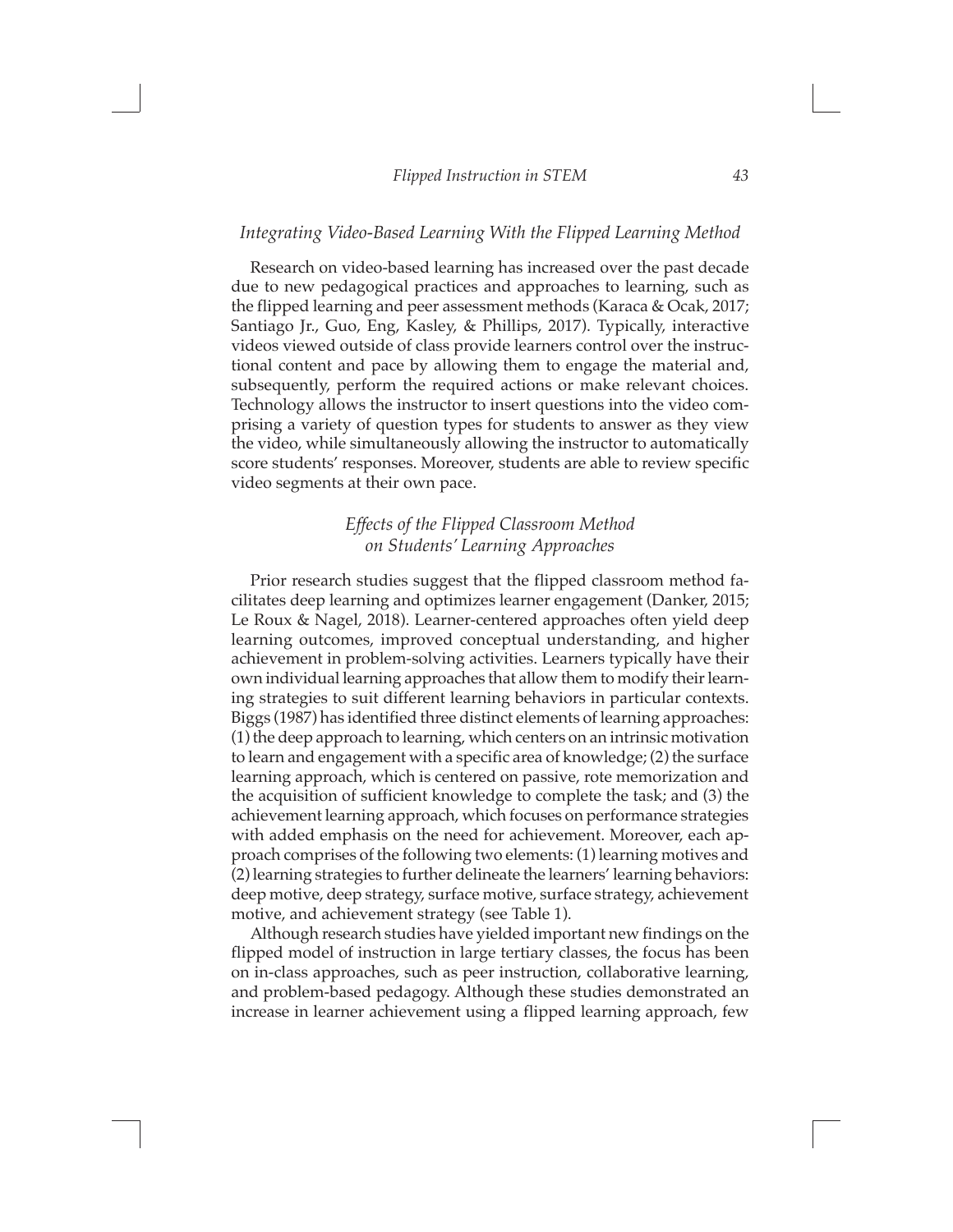### *Integrating Video-Based Learning With the Flipped Learning Method*

Research on video-based learning has increased over the past decade due to new pedagogical practices and approaches to learning, such as the flipped learning and peer assessment methods (Karaca & Ocak, 2017; Santiago Jr., Guo, Eng, Kasley, & Phillips, 2017). Typically, interactive videos viewed outside of class provide learners control over the instructional content and pace by allowing them to engage the material and, subsequently, perform the required actions or make relevant choices. Technology allows the instructor to insert questions into the video comprising a variety of question types for students to answer as they view the video, while simultaneously allowing the instructor to automatically score students' responses. Moreover, students are able to review specific video segments at their own pace.

### *Effects of the Flipped Classroom Method on Students' Learning Approaches*

Prior research studies suggest that the flipped classroom method facilitates deep learning and optimizes learner engagement (Danker, 2015; Le Roux & Nagel, 2018). Learner-centered approaches often yield deep learning outcomes, improved conceptual understanding, and higher achievement in problem-solving activities. Learners typically have their own individual learning approaches that allow them to modify their learning strategies to suit different learning behaviors in particular contexts. Biggs (1987) has identified three distinct elements of learning approaches: (1) the deep approach to learning, which centers on an intrinsic motivation to learn and engagement with a specific area of knowledge; (2) the surface learning approach, which is centered on passive, rote memorization and the acquisition of sufficient knowledge to complete the task; and (3) the achievement learning approach, which focuses on performance strategies with added emphasis on the need for achievement. Moreover, each approach comprises of the following two elements: (1) learning motives and (2) learning strategies to further delineate the learners' learning behaviors: deep motive, deep strategy, surface motive, surface strategy, achievement motive, and achievement strategy (see Table 1).

Although research studies have yielded important new findings on the flipped model of instruction in large tertiary classes, the focus has been on in-class approaches, such as peer instruction, collaborative learning, and problem-based pedagogy. Although these studies demonstrated an increase in learner achievement using a flipped learning approach, few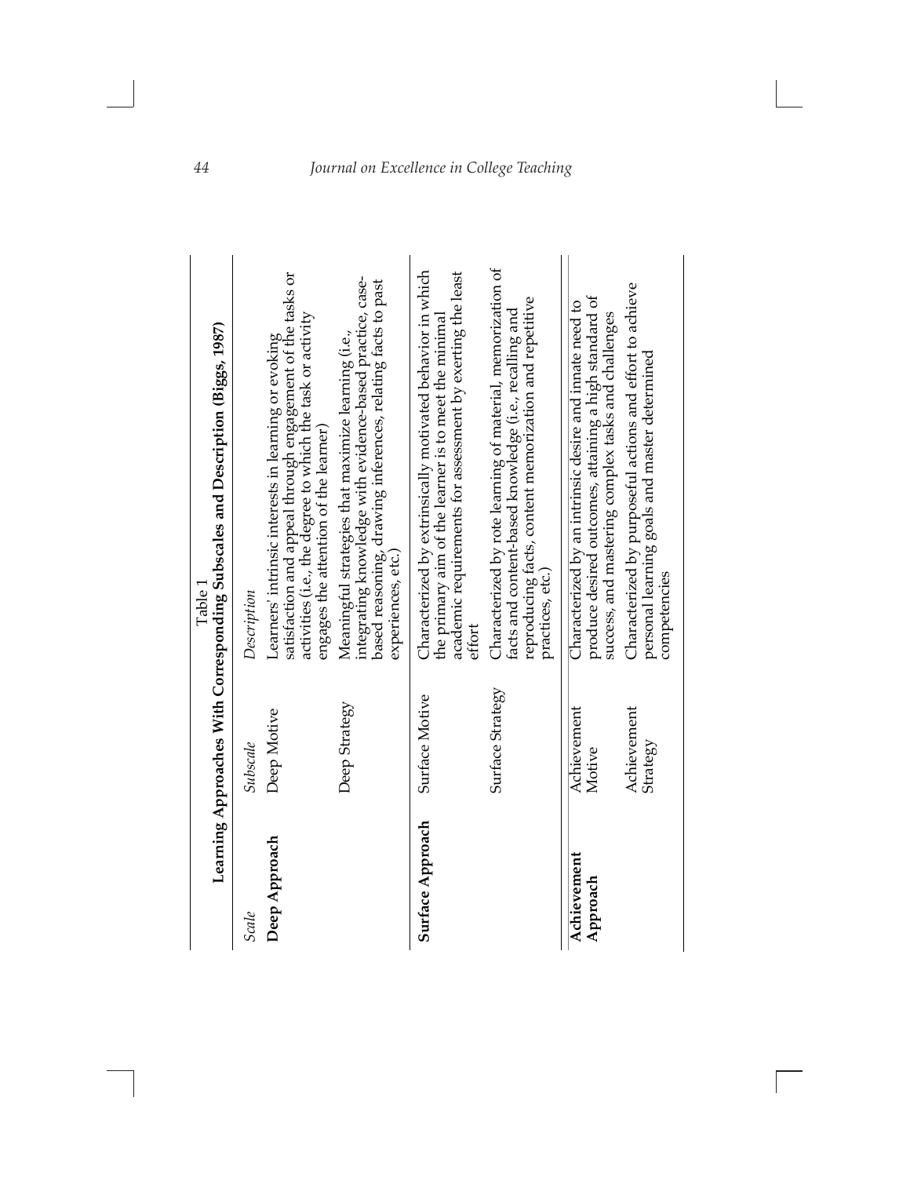Table 1
**Learning Approaches With Corresponding Subscales and Description (Biggs, 1987)**

| *Scale* | *Subscale* | *Description* |
|---|---|---|
| **Deep Approach** | Deep Motive | Learners' intrinsic interests in learning or evoking satisfaction and appeal through engagement of the tasks or activities (i.e., the degree to which the task or activity engages the attention of the learner) |
| | Deep Strategy | Meaningful strategies that maximize learning (i.e., integrating knowledge with evidence-based practice, case-based reasoning, drawing inferences, relating facts to past experiences, etc.) |
| **Surface Approach** | Surface Motive | Characterized by extrinsically motivated behavior in which the primary aim of the learner is to meet the minimal academic requirements for assessment by exerting the least effort |
| | Surface Strategy | Characterized by rote learning of material, memorization of facts and content-based knowledge (i.e., recalling and reproducing facts, content memorization and repetitive practices, etc.) |
| **Achievement Approach** | Achievement Motive | Characterized by an intrinsic desire and innate need to produce desired outcomes, attaining a high standard of success, and mastering complex tasks and challenges |
| | Achievement Strategy | Characterized by purposeful actions and effort to achieve personal learning goals and master determined competencies |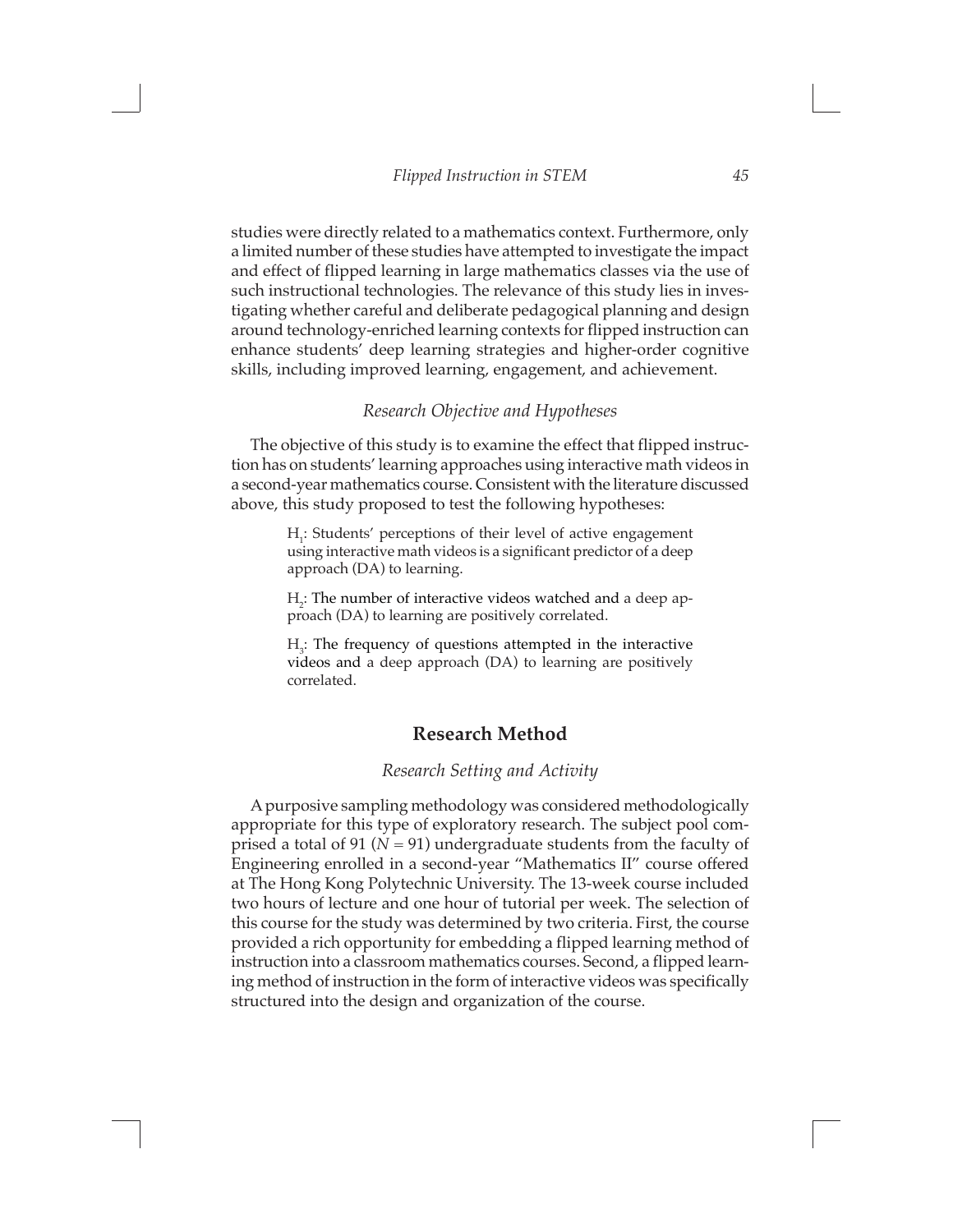studies were directly related to a mathematics context. Furthermore, only a limited number of these studies have attempted to investigate the impact and effect of flipped learning in large mathematics classes via the use of such instructional technologies. The relevance of this study lies in investigating whether careful and deliberate pedagogical planning and design around technology-enriched learning contexts for flipped instruction can enhance students' deep learning strategies and higher-order cognitive skills, including improved learning, engagement, and achievement.

### *Research Objective and Hypotheses*

The objective of this study is to examine the effect that flipped instruction has on students' learning approaches using interactive math videos in a second-year mathematics course. Consistent with the literature discussed above, this study proposed to test the following hypotheses:

> $H_1$: Students' perceptions of their level of active engagement using interactive math videos is a significant predictor of a deep approach (DA) to learning.
>
> $H_2$: The number of interactive videos watched and a deep approach (DA) to learning are positively correlated.
>
> $H_3$: The frequency of questions attempted in the interactive videos and a deep approach (DA) to learning are positively correlated.

## Research Method

### *Research Setting and Activity*

A purposive sampling methodology was considered methodologically appropriate for this type of exploratory research. The subject pool comprised a total of 91 ($N = 91$) undergraduate students from the faculty of Engineering enrolled in a second-year "Mathematics II" course offered at The Hong Kong Polytechnic University. The 13-week course included two hours of lecture and one hour of tutorial per week. The selection of this course for the study was determined by two criteria. First, the course provided a rich opportunity for embedding a flipped learning method of instruction into a classroom mathematics courses. Second, a flipped learning method of instruction in the form of interactive videos was specifically structured into the design and organization of the course.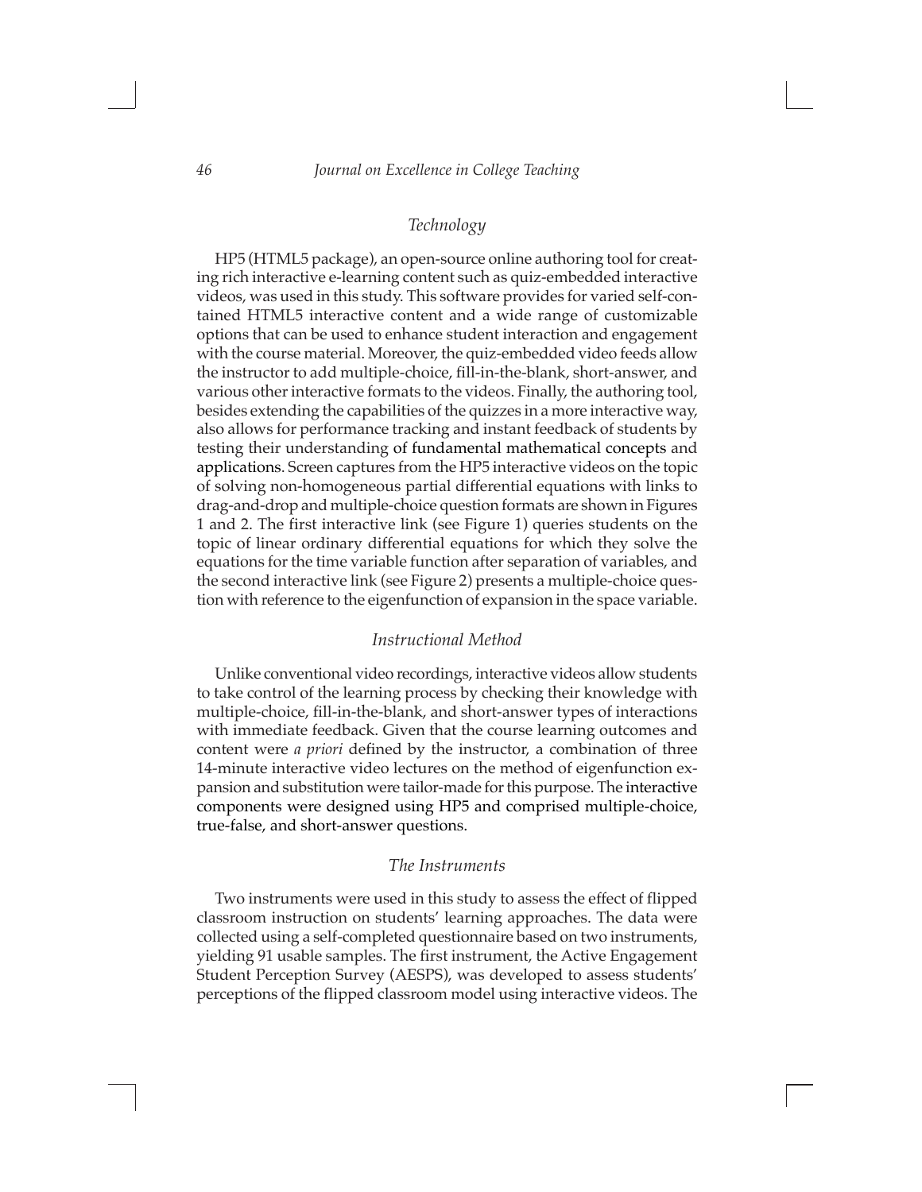### *Technology*

HP5 (HTML5 package), an open-source online authoring tool for creating rich interactive e-learning content such as quiz-embedded interactive videos, was used in this study. This software provides for varied self-contained HTML5 interactive content and a wide range of customizable options that can be used to enhance student interaction and engagement with the course material. Moreover, the quiz-embedded video feeds allow the instructor to add multiple-choice, fill-in-the-blank, short-answer, and various other interactive formats to the videos. Finally, the authoring tool, besides extending the capabilities of the quizzes in a more interactive way, also allows for performance tracking and instant feedback of students by testing their understanding of fundamental mathematical concepts and applications. Screen captures from the HP5 interactive videos on the topic of solving non-homogeneous partial differential equations with links to drag-and-drop and multiple-choice question formats are shown in Figures 1 and 2. The first interactive link (see Figure 1) queries students on the topic of linear ordinary differential equations for which they solve the equations for the time variable function after separation of variables, and the second interactive link (see Figure 2) presents a multiple-choice question with reference to the eigenfunction of expansion in the space variable.

### *Instructional Method*

Unlike conventional video recordings, interactive videos allow students to take control of the learning process by checking their knowledge with multiple-choice, fill-in-the-blank, and short-answer types of interactions with immediate feedback. Given that the course learning outcomes and content were *a priori* defined by the instructor, a combination of three 14-minute interactive video lectures on the method of eigenfunction expansion and substitution were tailor-made for this purpose. The interactive components were designed using HP5 and comprised multiple-choice, true-false, and short-answer questions.

### *The Instruments*

Two instruments were used in this study to assess the effect of flipped classroom instruction on students' learning approaches. The data were collected using a self-completed questionnaire based on two instruments, yielding 91 usable samples. The first instrument, the Active Engagement Student Perception Survey (AESPS), was developed to assess students' perceptions of the flipped classroom model using interactive videos. The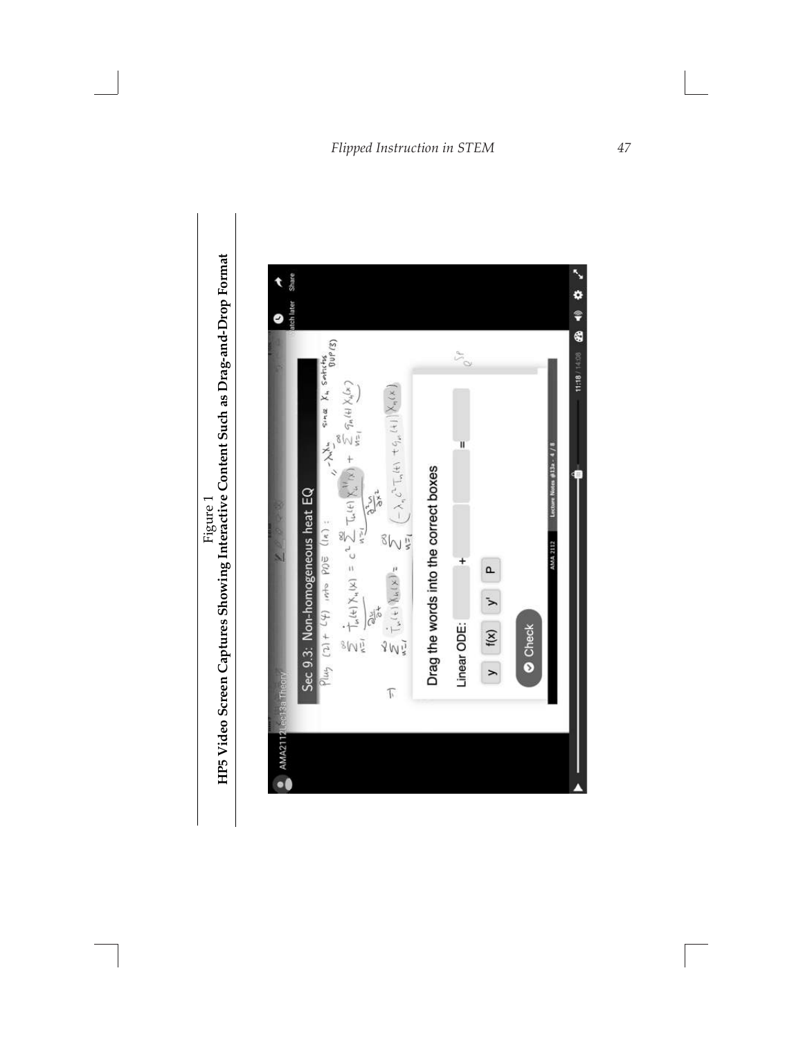Figure 1

**HP5 Video Screen Captures Showing Interactive Content Such as Drag-and-Drop Format**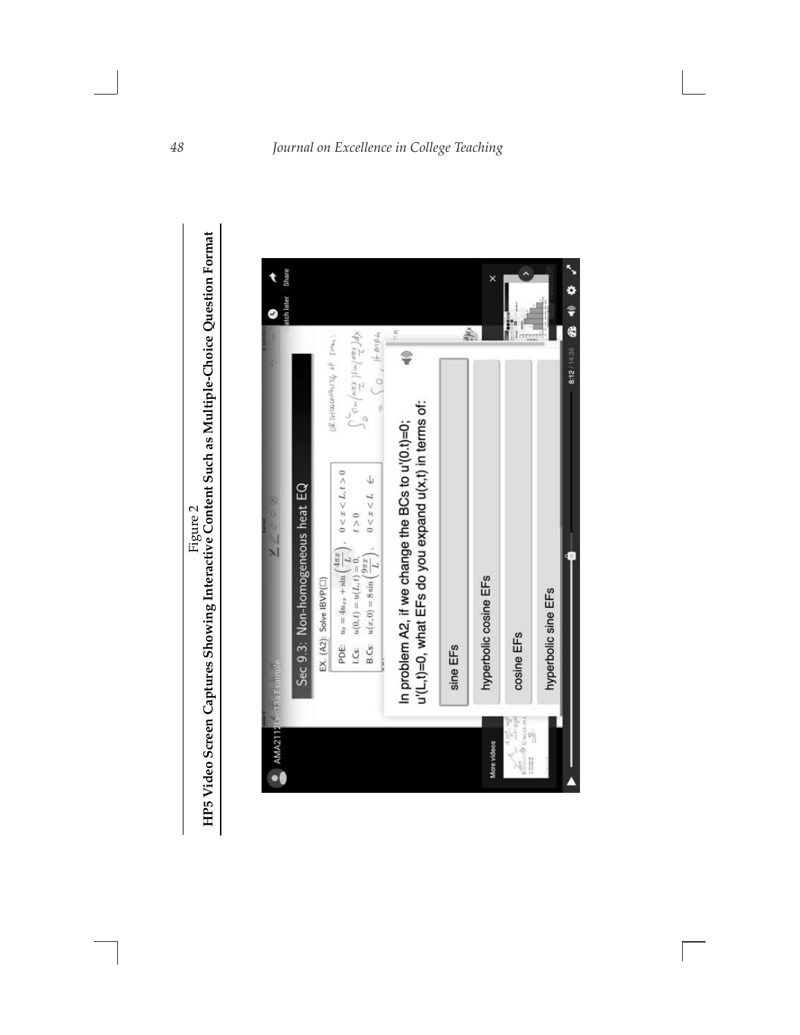Figure 2
**HP5 Video Screen Captures Showing Interactive Content Such as Multiple-Choice Question Format**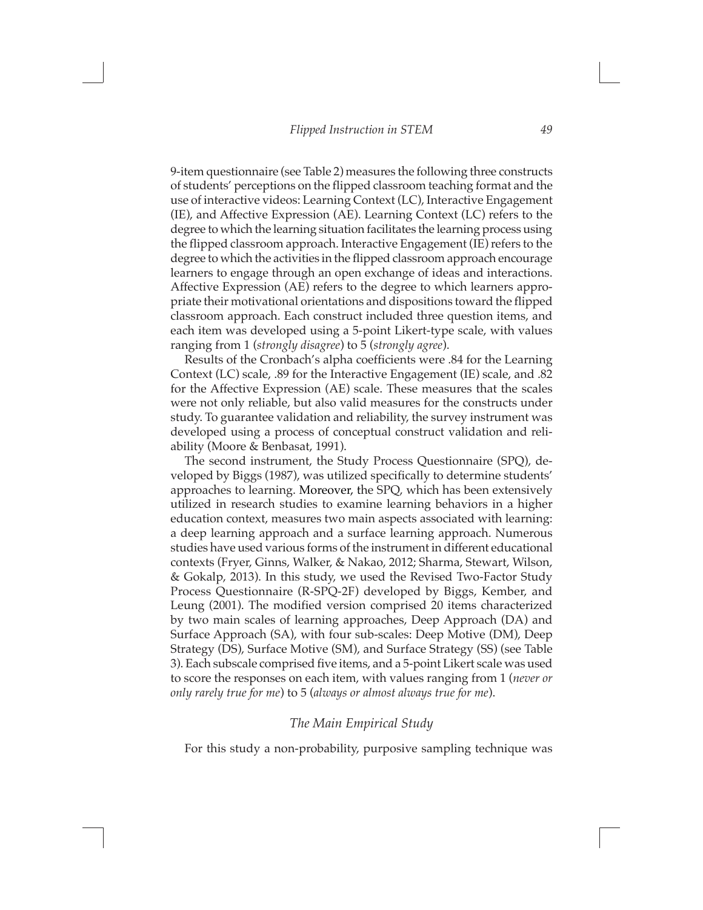9-item questionnaire (see Table 2) measures the following three constructs of students' perceptions on the flipped classroom teaching format and the use of interactive videos: Learning Context (LC), Interactive Engagement (IE), and Affective Expression (AE). Learning Context (LC) refers to the degree to which the learning situation facilitates the learning process using the flipped classroom approach. Interactive Engagement (IE) refers to the degree to which the activities in the flipped classroom approach encourage learners to engage through an open exchange of ideas and interactions. Affective Expression (AE) refers to the degree to which learners appropriate their motivational orientations and dispositions toward the flipped classroom approach. Each construct included three question items, and each item was developed using a 5-point Likert-type scale, with values ranging from 1 (*strongly disagree*) to 5 (*strongly agree*).

Results of the Cronbach's alpha coefficients were .84 for the Learning Context (LC) scale, .89 for the Interactive Engagement (IE) scale, and .82 for the Affective Expression (AE) scale. These measures that the scales were not only reliable, but also valid measures for the constructs under study. To guarantee validation and reliability, the survey instrument was developed using a process of conceptual construct validation and reliability (Moore & Benbasat, 1991).

The second instrument, the Study Process Questionnaire (SPQ), developed by Biggs (1987), was utilized specifically to determine students' approaches to learning. Moreover, the SPQ, which has been extensively utilized in research studies to examine learning behaviors in a higher education context, measures two main aspects associated with learning: a deep learning approach and a surface learning approach. Numerous studies have used various forms of the instrument in different educational contexts (Fryer, Ginns, Walker, & Nakao, 2012; Sharma, Stewart, Wilson, & Gokalp, 2013). In this study, we used the Revised Two-Factor Study Process Questionnaire (R-SPQ-2F) developed by Biggs, Kember, and Leung (2001). The modified version comprised 20 items characterized by two main scales of learning approaches, Deep Approach (DA) and Surface Approach (SA), with four sub-scales: Deep Motive (DM), Deep Strategy (DS), Surface Motive (SM), and Surface Strategy (SS) (see Table 3). Each subscale comprised five items, and a 5-point Likert scale was used to score the responses on each item, with values ranging from 1 (*never or only rarely true for me*) to 5 (*always or almost always true for me*).

### *The Main Empirical Study*

For this study a non-probability, purposive sampling technique was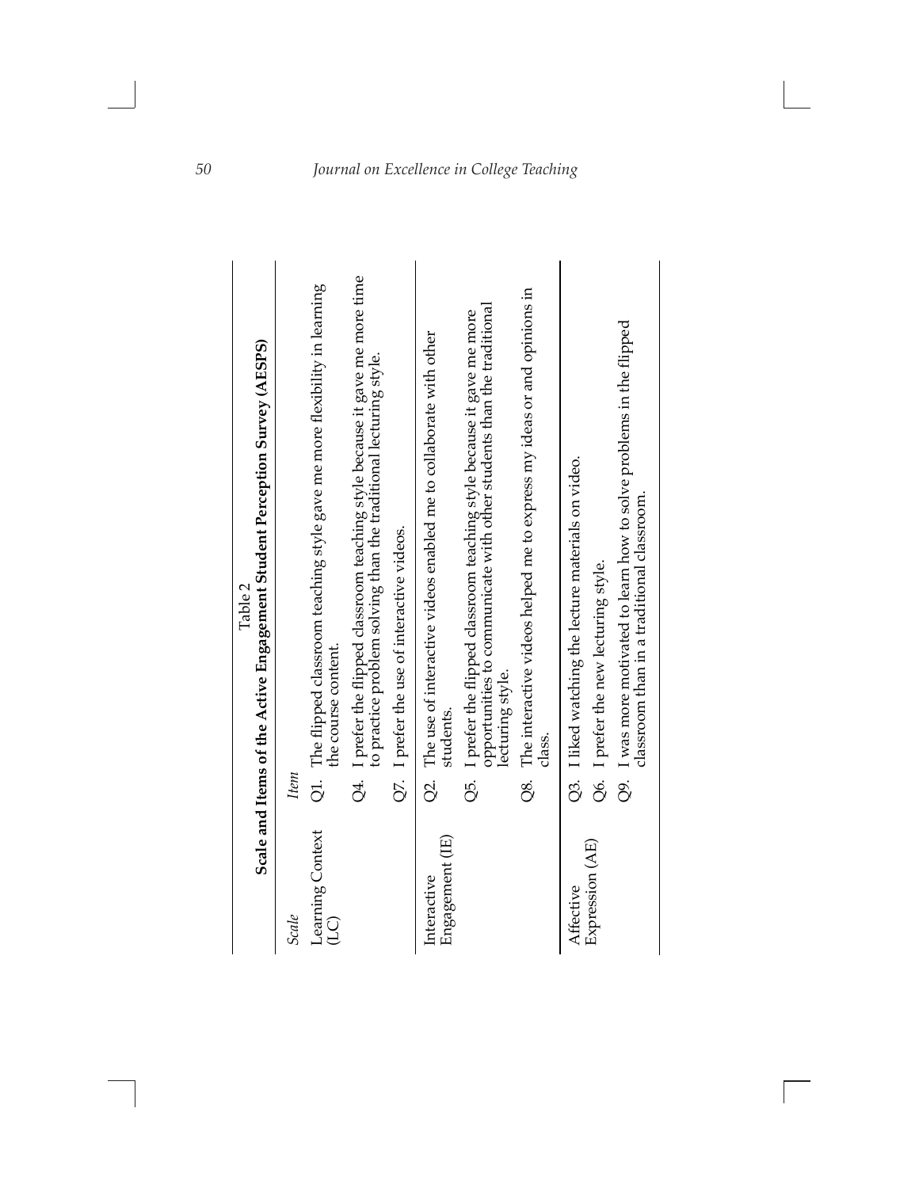Table 2

**Scale and Items of the Active Engagement Student Perception Survey (AESPS)**

| *Scale* | *Item* |
|---|---|
| Learning Context (LC) | Q1. The flipped classroom teaching style gave me more flexibility in learning the course content. |
| | Q4. I prefer the flipped classroom teaching style because it gave me more time to practice problem solving than the traditional lecturing style. |
| | Q7. I prefer the use of interactive videos. |
| Interactive Engagement (IE) | Q2. The use of interactive videos enabled me to collaborate with other students. |
| | Q5. I prefer the flipped classroom teaching style because it gave me more opportunities to communicate with other students than the traditional lecturing style. |
| | Q8. The interactive videos helped me to express my ideas or and opinions in class. |
| Affective Expression (AE) | Q3. I liked watching the lecture materials on video. |
| | Q6. I prefer the new lecturing style. |
| | Q9. I was more motivated to learn how to solve problems in the flipped classroom than in a traditional classroom. |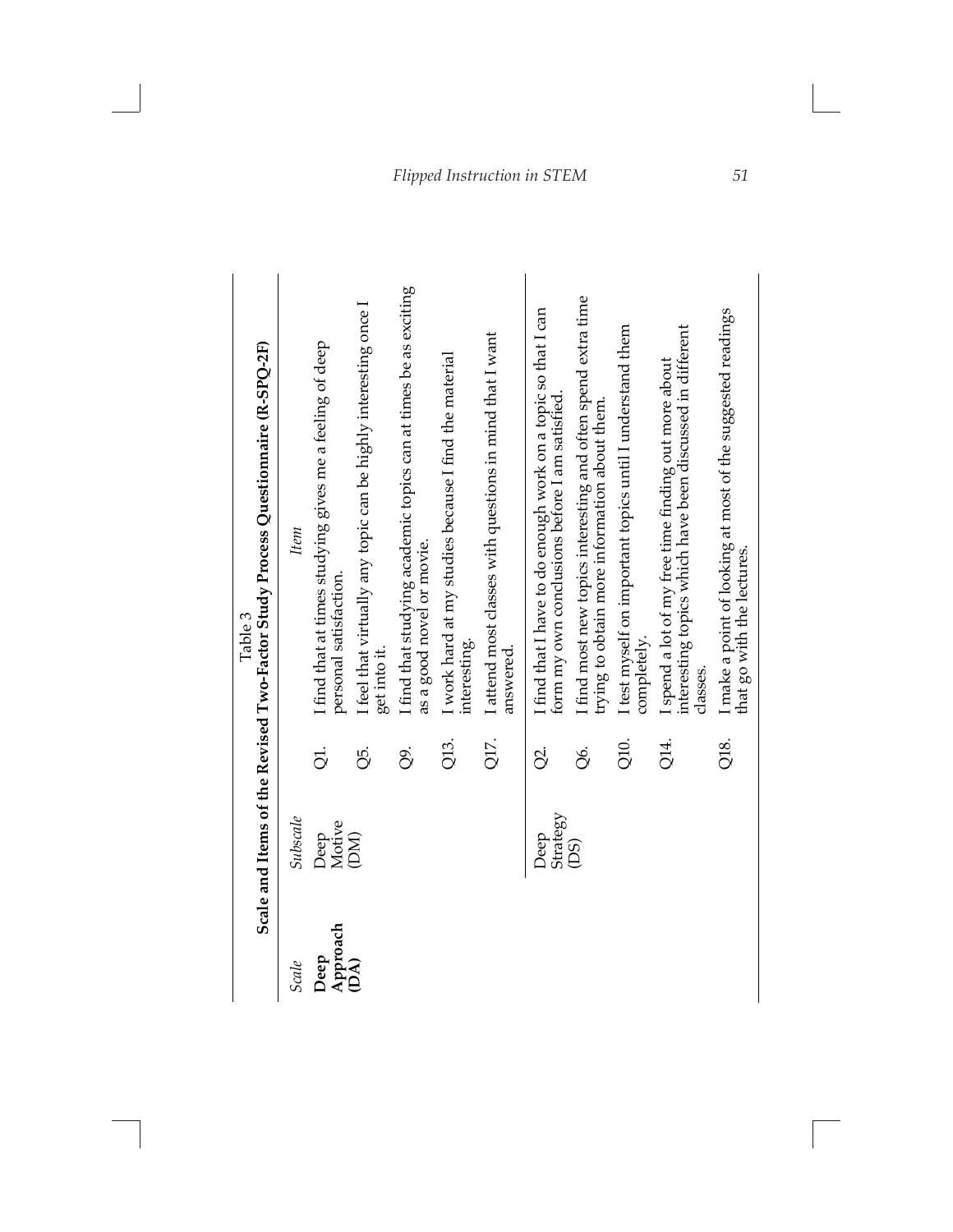Table 3

**Scale and Items of the Revised Two-Factor Study Process Questionnaire (R-SPQ-2F)**

| *Scale* | *Subscale* | | *Item* |
|---|---|---|---|
| **Deep Approach (DA)** | Deep Motive (DM) | Q1. | I find that at times studying gives me a feeling of deep personal satisfaction. |
| | | Q5. | I feel that virtually any topic can be highly interesting once I get into it. |
| | | Q9. | I find that studying academic topics can at times be as exciting as a good novel or movie. |
| | | Q13. | I work hard at my studies because I find the material interesting. |
| | | Q17. | I attend most classes with questions in mind that I want answered. |
| | Deep Strategy (DS) | Q2. | I find that I have to do enough work on a topic so that I can form my own conclusions before I am satisfied. |
| | | Q6. | I find most new topics interesting and often spend extra time trying to obtain more information about them. |
| | | Q10. | I test myself on important topics until I understand them completely. |
| | | Q14. | I spend a lot of my free time finding out more about interesting topics which have been discussed in different classes. |
| | | Q18. | I make a point of looking at most of the suggested readings that go with the lectures. |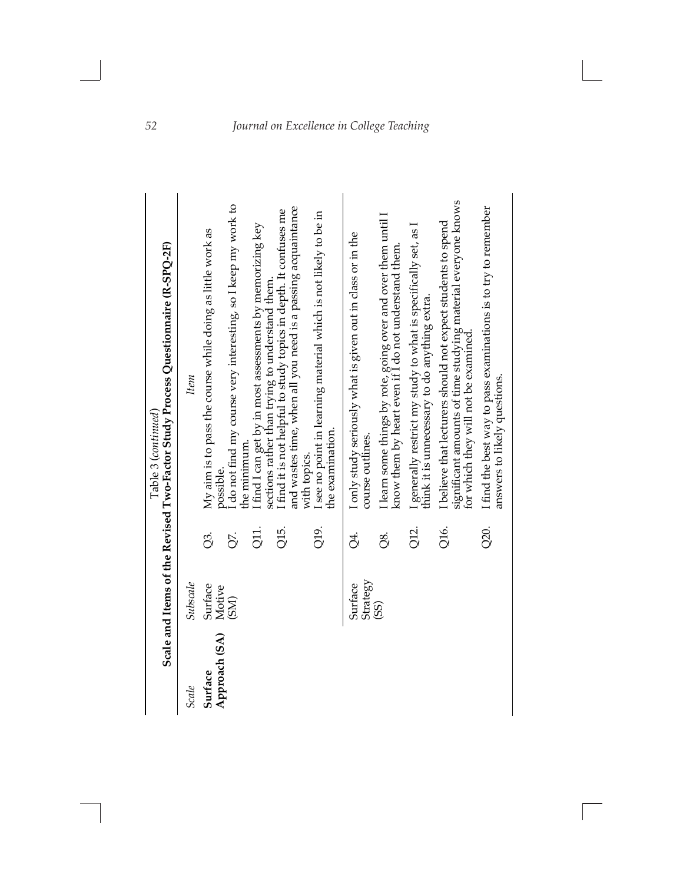Table 3 (*continued*)

**Scale and Items of the Revised Two-Factor Study Process Questionnaire (R-SPQ-2F)**

| *Scale* | *Subscale* | | *Item* |
|---|---|---|---|
| **Surface Approach (SA)** | Surface Motive (SM) | Q3. | My aim is to pass the course while doing as little work as possible. |
| | | Q7. | I do not find my course very interesting, so I keep my work to the minimum. |
| | | Q11. | I find I can get by in most assessments by memorizing key sections rather than trying to understand them. |
| | | Q15. | I find it is not helpful to study topics in depth. It confuses me and wastes time, when all you need is a passing acquaintance with topics. |
| | | Q19. | I see no point in learning material which is not likely to be in the examination. |
| | Surface Strategy (SS) | Q4. | I only study seriously what is given out in class or in the course outlines. |
| | | Q8. | I learn some things by rote, going over and over them until I know them by heart even if I do not understand them. |
| | | Q12. | I generally restrict my study to what is specifically set, as I think it is unnecessary to do anything extra. |
| | | Q16. | I believe that lecturers should not expect students to spend significant amounts of time studying material everyone knows for which they will not be examined. |
| | | Q20. | I find the best way to pass examinations is to try to remember answers to likely questions. |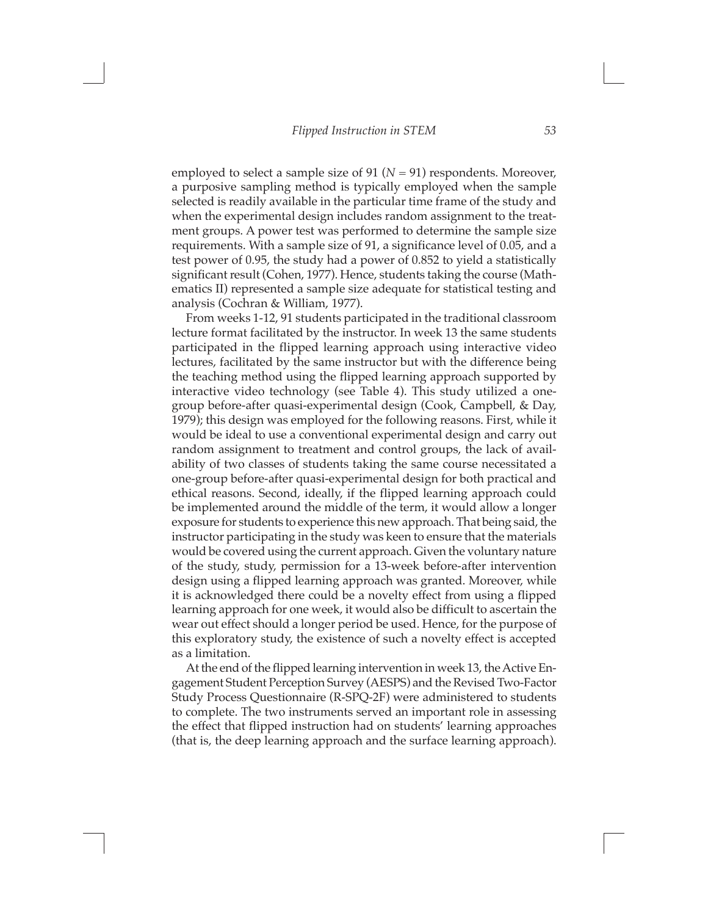employed to select a sample size of 91 ($N$ = 91) respondents. Moreover, a purposive sampling method is typically employed when the sample selected is readily available in the particular time frame of the study and when the experimental design includes random assignment to the treatment groups. A power test was performed to determine the sample size requirements. With a sample size of 91, a significance level of 0.05, and a test power of 0.95, the study had a power of 0.852 to yield a statistically significant result (Cohen, 1977). Hence, students taking the course (Mathematics II) represented a sample size adequate for statistical testing and analysis (Cochran & William, 1977).

From weeks 1-12, 91 students participated in the traditional classroom lecture format facilitated by the instructor. In week 13 the same students participated in the flipped learning approach using interactive video lectures, facilitated by the same instructor but with the difference being the teaching method using the flipped learning approach supported by interactive video technology (see Table 4). This study utilized a one-group before-after quasi-experimental design (Cook, Campbell, & Day, 1979); this design was employed for the following reasons. First, while it would be ideal to use a conventional experimental design and carry out random assignment to treatment and control groups, the lack of availability of two classes of students taking the same course necessitated a one-group before-after quasi-experimental design for both practical and ethical reasons. Second, ideally, if the flipped learning approach could be implemented around the middle of the term, it would allow a longer exposure for students to experience this new approach. That being said, the instructor participating in the study was keen to ensure that the materials would be covered using the current approach. Given the voluntary nature of the study, study, permission for a 13-week before-after intervention design using a flipped learning approach was granted. Moreover, while it is acknowledged there could be a novelty effect from using a flipped learning approach for one week, it would also be difficult to ascertain the wear out effect should a longer period be used. Hence, for the purpose of this exploratory study, the existence of such a novelty effect is accepted as a limitation.

At the end of the flipped learning intervention in week 13, the Active Engagement Student Perception Survey (AESPS) and the Revised Two-Factor Study Process Questionnaire (R-SPQ-2F) were administered to students to complete. The two instruments served an important role in assessing the effect that flipped instruction had on students' learning approaches (that is, the deep learning approach and the surface learning approach).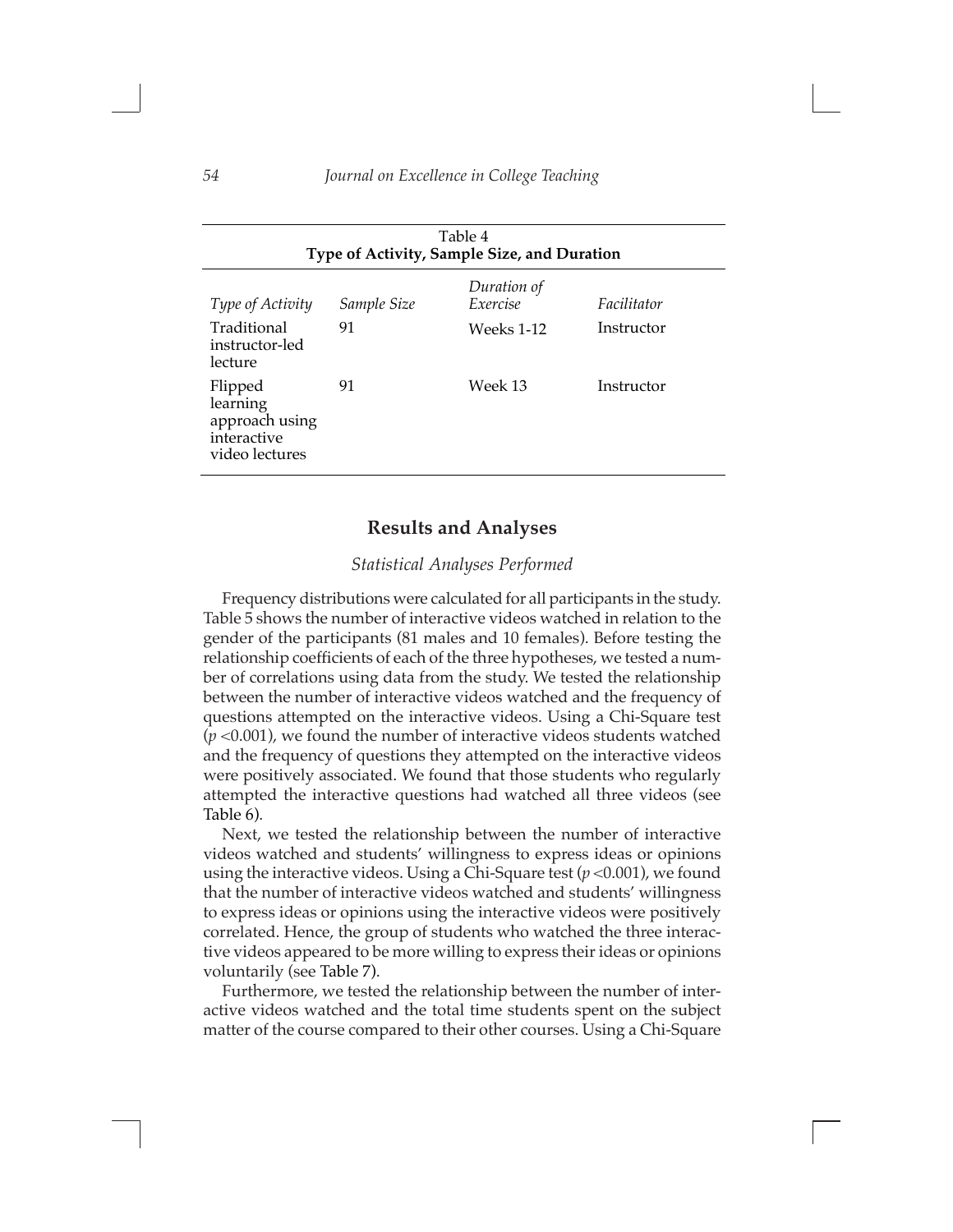Table 4
**Type of Activity, Sample Size, and Duration**

| *Type of Activity* | *Sample Size* | *Duration of Exercise* | *Facilitator* |
|---|---|---|---|
| Traditional instructor-led lecture | 91 | Weeks 1-12 | Instructor |
| Flipped learning approach using interactive video lectures | 91 | Week 13 | Instructor |

## Results and Analyses

### *Statistical Analyses Performed*

Frequency distributions were calculated for all participants in the study. Table 5 shows the number of interactive videos watched in relation to the gender of the participants (81 males and 10 females). Before testing the relationship coefficients of each of the three hypotheses, we tested a number of correlations using data from the study. We tested the relationship between the number of interactive videos watched and the frequency of questions attempted on the interactive videos. Using a Chi-Square test ($p < 0.001$), we found the number of interactive videos students watched and the frequency of questions they attempted on the interactive videos were positively associated. We found that those students who regularly attempted the interactive questions had watched all three videos (see Table 6).

Next, we tested the relationship between the number of interactive videos watched and students' willingness to express ideas or opinions using the interactive videos. Using a Chi-Square test ($p < 0.001$), we found that the number of interactive videos watched and students' willingness to express ideas or opinions using the interactive videos were positively correlated. Hence, the group of students who watched the three interactive videos appeared to be more willing to express their ideas or opinions voluntarily (see Table 7).

Furthermore, we tested the relationship between the number of interactive videos watched and the total time students spent on the subject matter of the course compared to their other courses. Using a Chi-Square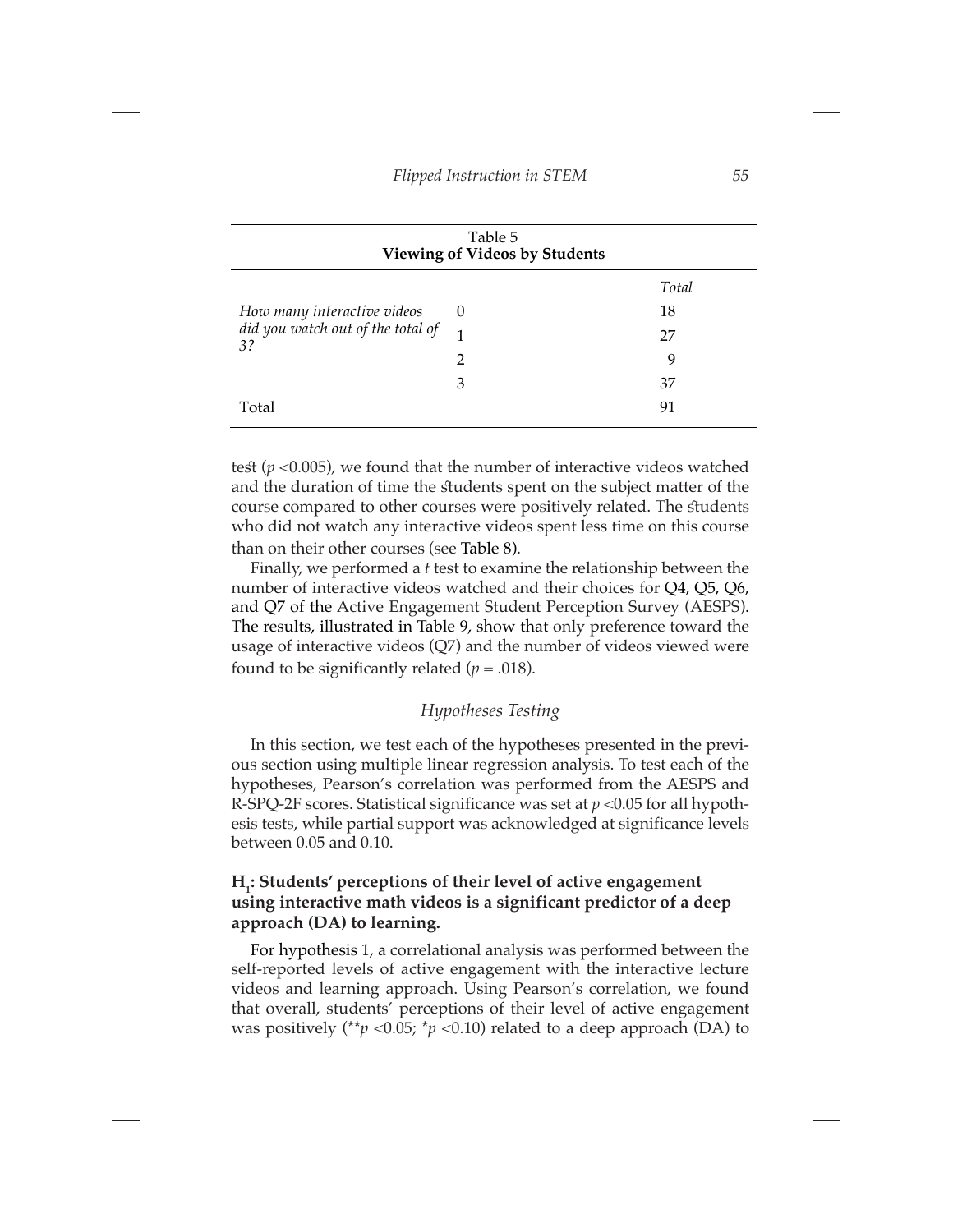Table 5
**Viewing of Videos by Students**

| | | *Total* |
|---|---|---|
| *How many interactive videos did you watch out of the total of 3?* | 0 | 18 |
| | 1 | 27 |
| | 2 | 9 |
| | 3 | 37 |
| Total | | 91 |

test ($p$ <0.005), we found that the number of interactive videos watched and the duration of time the students spent on the subject matter of the course compared to other courses were positively related. The students who did not watch any interactive videos spent less time on this course than on their other courses (see Table 8).

Finally, we performed a *t* test to examine the relationship between the number of interactive videos watched and their choices for Q4, Q5, Q6, and Q7 of the Active Engagement Student Perception Survey (AESPS). The results, illustrated in Table 9, show that only preference toward the usage of interactive videos (Q7) and the number of videos viewed were found to be significantly related ($p$ = .018).

## *Hypotheses Testing*

In this section, we test each of the hypotheses presented in the previous section using multiple linear regression analysis. To test each of the hypotheses, Pearson's correlation was performed from the AESPS and R-SPQ-2F scores. Statistical significance was set at $p$ <0.05 for all hypothesis tests, while partial support was acknowledged at significance levels between 0.05 and 0.10.

### $H_1$: Students' perceptions of their level of active engagement using interactive math videos is a significant predictor of a deep approach (DA) to learning.

For hypothesis 1, a correlational analysis was performed between the self-reported levels of active engagement with the interactive lecture videos and learning approach. Using Pearson's correlation, we found that overall, students' perceptions of their level of active engagement was positively (**$p$ <0.05; *$p$ <0.10) related to a deep approach (DA) to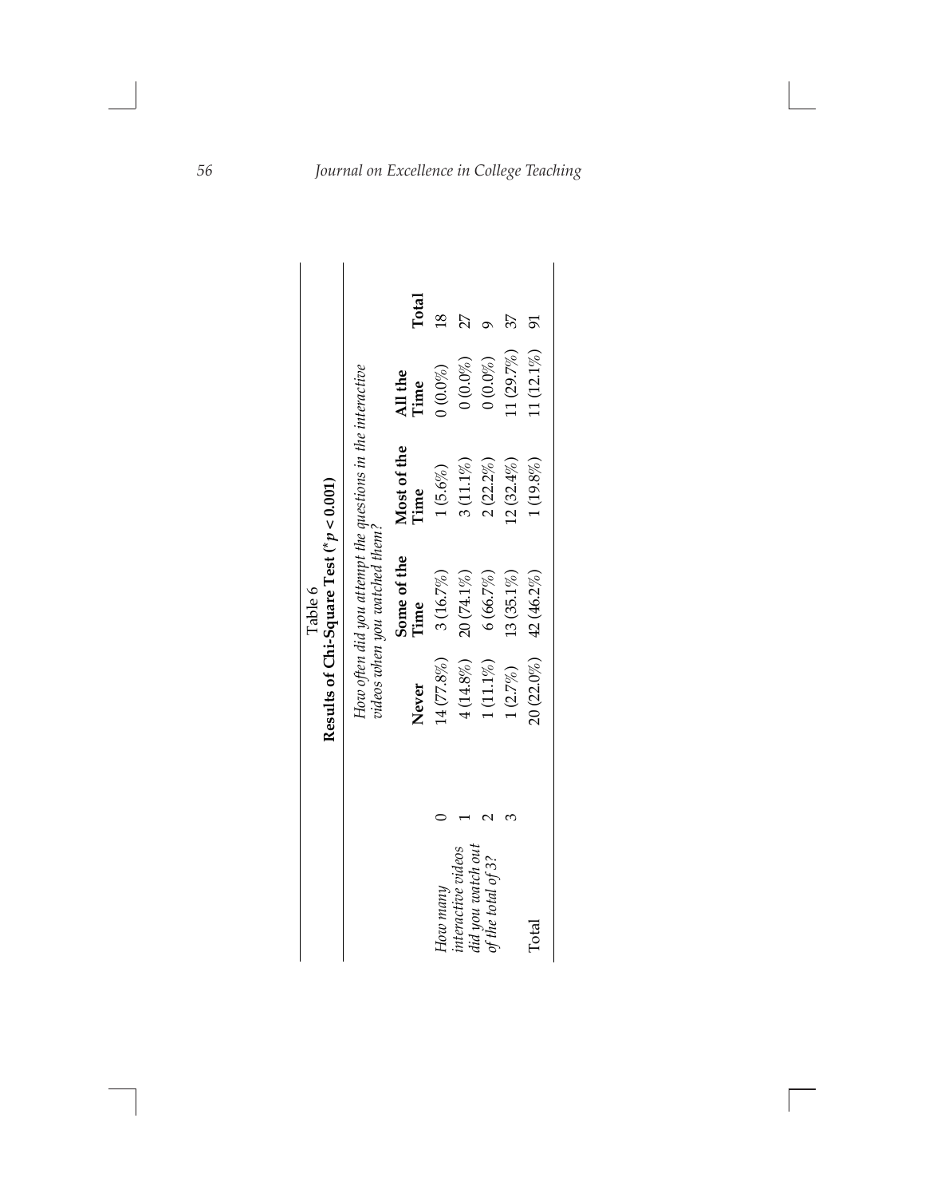Table 6

**Results of Chi-Square Test (\*$p < 0.001$)**

| | | *How often did you attempt the questions in the interactive videos when you watched them?* | | | | |
|---|---|---|---|---|---|---|
| | | **Never** | **Some of the Time** | **Most of the Time** | **All the Time** | **Total** |
| *How many interactive videos did you watch out of the total of 3?* | 0 | 14 (77.8%) | 3 (16.7%) | 1 (5.6%) | 0 (0.0%) | 18 |
| | 1 | 4 (14.8%) | 20 (74.1%) | 3 (11.1%) | 0 (0.0%) | 27 |
| | 2 | 1 (11.1%) | 6 (66.7%) | 2 (22.2%) | 0 (0.0%) | 9 |
| | 3 | 1 (2.7%) | 13 (35.1%) | 12 (32.4%) | 11 (29.7%) | 37 |
| Total | | 20 (22.0%) | 42 (46.2%) | 1 (19.8%) | 11 (12.1%) | 91 |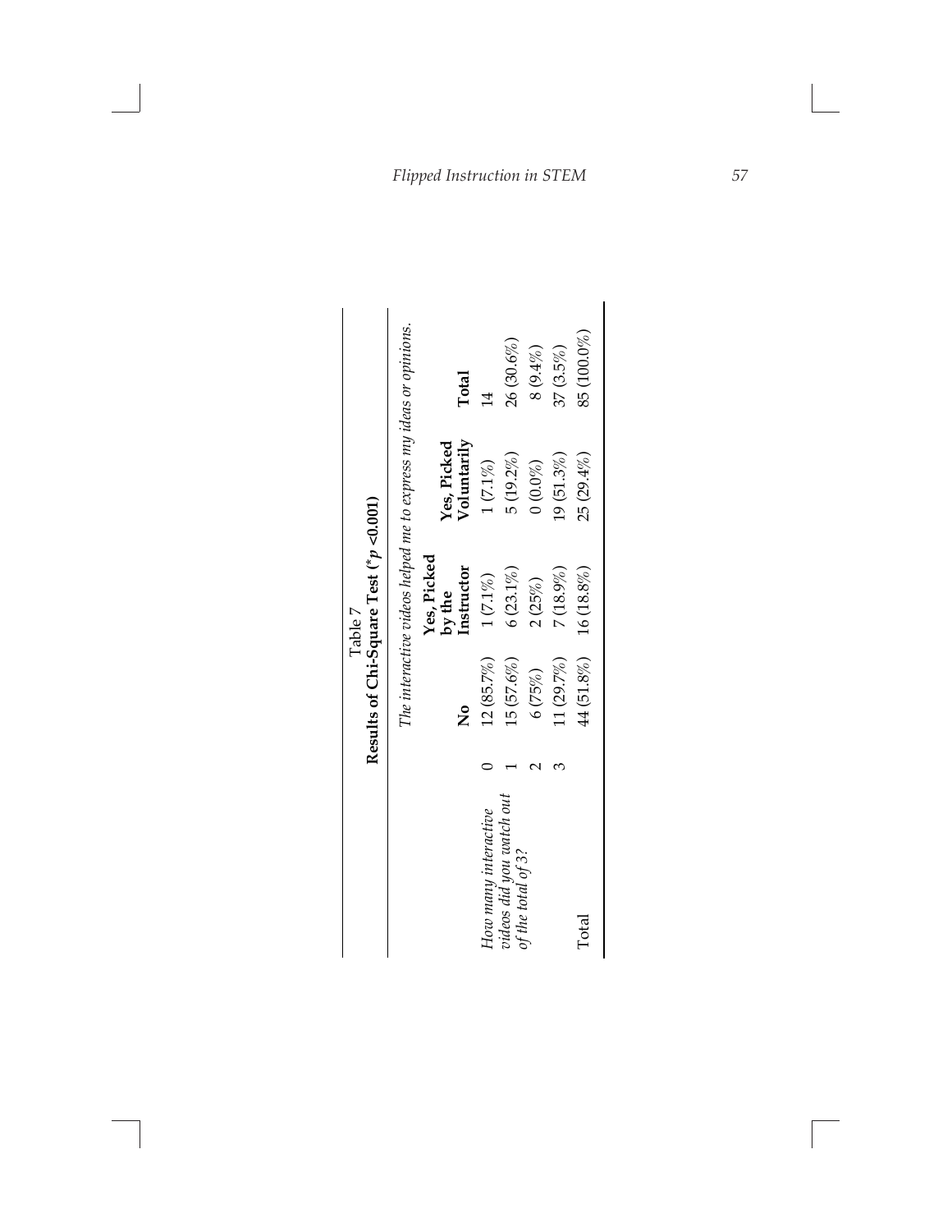Table 7

**Results of Chi-Square Test (*$p$ <0.001)**

| | | *The interactive videos helped me to express my ideas or opinions.* | | | |
|---|---|---|---|---|---|
| | | **No** | **Yes, Picked by the Instructor** | **Yes, Picked Voluntarily** | **Total** |
| *How many interactive videos did you watch out of the total of 3?* | 0 | 12 (85.7%) | 1 (7.1%) | 1 (7.1%) | 14 |
| | 1 | 15 (57.6%) | 6 (23.1%) | 5 (19.2%) | 26 (30.6%) |
| | 2 | 6 (75%) | 2 (25%) | 0 (0.0%) | 8 (9.4%) |
| | 3 | 11 (29.7%) | 7 (18.9%) | 19 (51.3%) | 37 (3.5%) |
| Total | | 44 (51.8%) | 16 (18.8%) | 25 (29.4%) | 85 (100.0%) |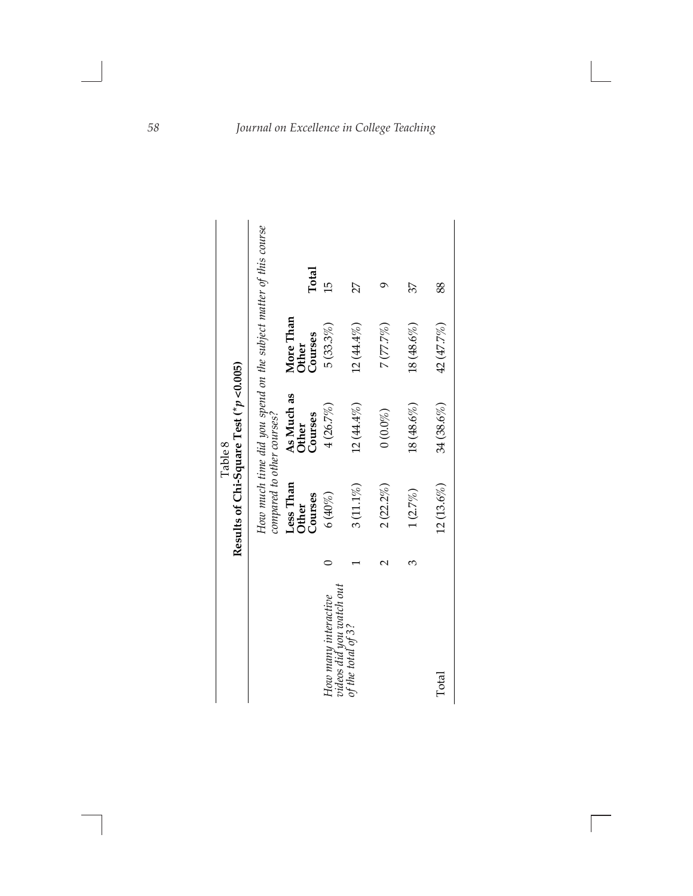Table 8
**Results of Chi-Square Test (\*$p$ <0.005)**

| | | *How much time did you spend on the subject matter of this course compared to other courses?* | | | |
|---|---|---|---|---|---|
| | | **Less Than Other Courses** | **As Much as Other Courses** | **More Than Other Courses** | **Total** |
| *How many interactive videos did you watch out of the total of 3?* | 0 | 6 (40%) | 4 (26.7%) | 5 (33.3%) | 15 |
| | 1 | 3 (11.1%) | 12 (44.4%) | 12 (44.4%) | 27 |
| | 2 | 2 (22.2%) | 0 (0.0%) | 7 (77.7%) | 9 |
| | 3 | 1 (2.7%) | 18 (48.6%) | 18 (48.6%) | 37 |
| Total | | 12 (13.6%) | 34 (38.6%) | 42 (47.7%) | 88 |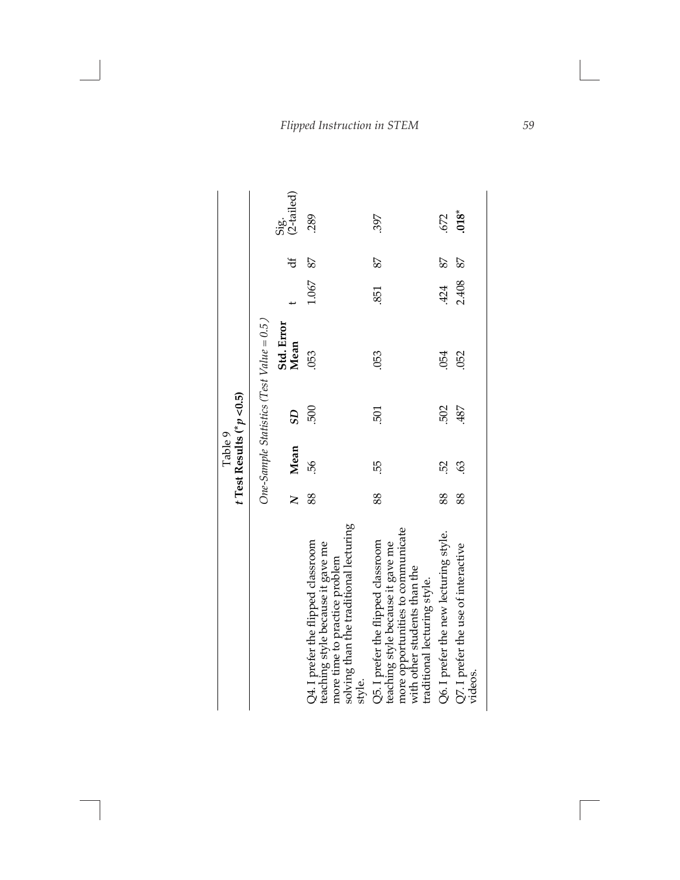Table 9

***t* Test Results (\**p* <0.5)**

| | *One-Sample Statistics (Test Value = 0.5)* | | | | | | |
|---|---|---|---|---|---|---|---|
| | ***N*** | **Mean** | ***SD*** | **Std. Error Mean** | t | df | Sig. (2-tailed) |
| Q4. I prefer the flipped classroom teaching style because it gave me more time to practice problem solving than the traditional lecturing style. | 88 | .56 | .500 | .053 | 1.067 | 87 | .289 |
| Q5. I prefer the flipped classroom teaching style because it gave me more opportunities to communicate with other students than the traditional lecturing style. | 88 | .55 | .501 | .053 | .851 | 87 | .397 |
| Q6. I prefer the new lecturing style. | 88 | .52 | .502 | .054 | .424 | 87 | .672 |
| Q7. I prefer the use of interactive videos. | 88 | .63 | .487 | .052 | 2.408 | 87 | **.018*** |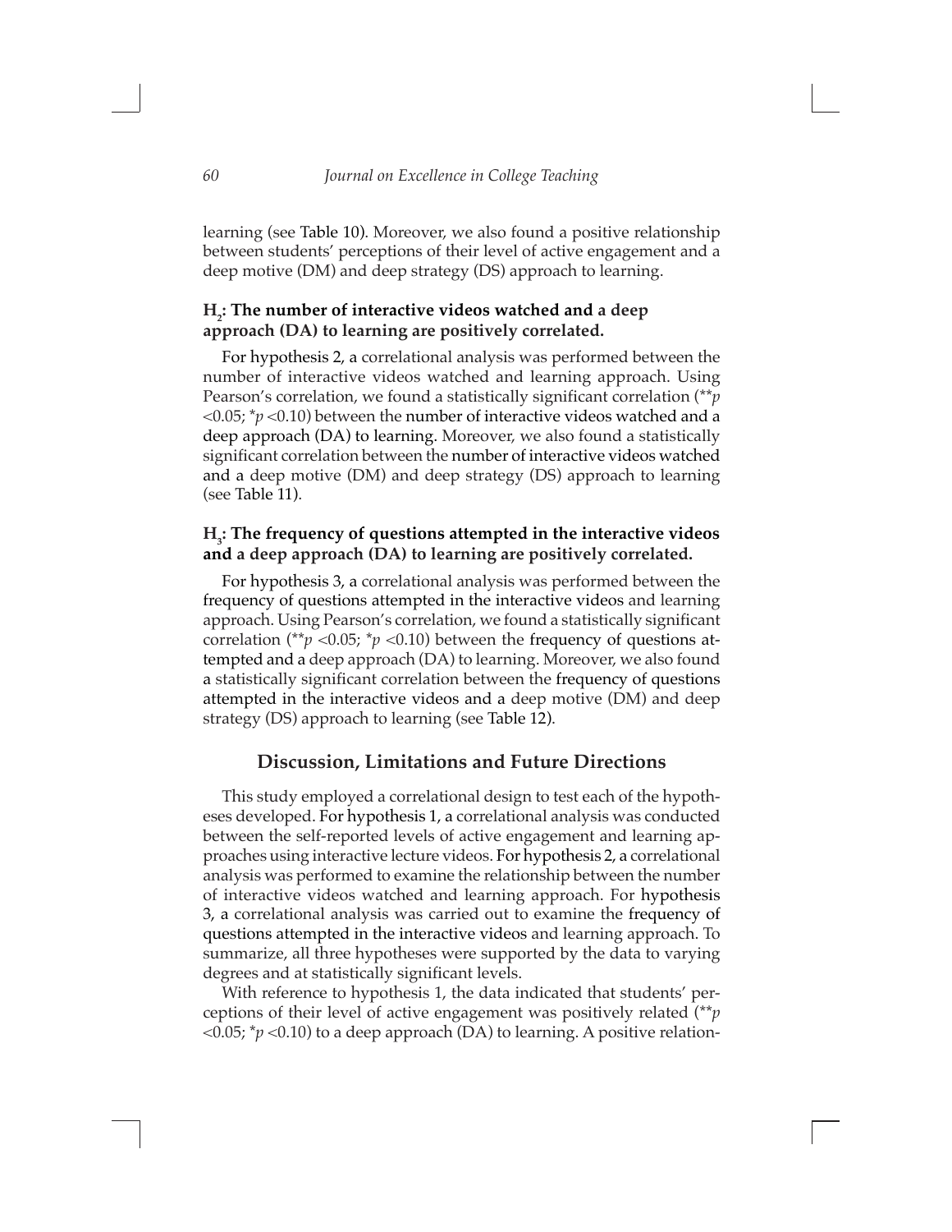learning (see Table 10). Moreover, we also found a positive relationship between students' perceptions of their level of active engagement and a deep motive (DM) and deep strategy (DS) approach to learning.

### $H_2$: The number of interactive videos watched and a deep approach (DA) to learning are positively correlated.

For hypothesis 2, a correlational analysis was performed between the number of interactive videos watched and learning approach. Using Pearson's correlation, we found a statistically significant correlation (**$p$ <0.05; *$p$ <0.10) between the number of interactive videos watched and a deep approach (DA) to learning. Moreover, we also found a statistically significant correlation between the number of interactive videos watched and a deep motive (DM) and deep strategy (DS) approach to learning (see Table 11).

### $H_3$: The frequency of questions attempted in the interactive videos and a deep approach (DA) to learning are positively correlated.

For hypothesis 3, a correlational analysis was performed between the frequency of questions attempted in the interactive videos and learning approach. Using Pearson's correlation, we found a statistically significant correlation (**$p$ <0.05; *$p$ <0.10) between the frequency of questions attempted and a deep approach (DA) to learning. Moreover, we also found a statistically significant correlation between the frequency of questions attempted in the interactive videos and a deep motive (DM) and deep strategy (DS) approach to learning (see Table 12).

## Discussion, Limitations and Future Directions

This study employed a correlational design to test each of the hypotheses developed. For hypothesis 1, a correlational analysis was conducted between the self-reported levels of active engagement and learning approaches using interactive lecture videos. For hypothesis 2, a correlational analysis was performed to examine the relationship between the number of interactive videos watched and learning approach. For hypothesis 3, a correlational analysis was carried out to examine the frequency of questions attempted in the interactive videos and learning approach. To summarize, all three hypotheses were supported by the data to varying degrees and at statistically significant levels.

With reference to hypothesis 1, the data indicated that students' perceptions of their level of active engagement was positively related (**$p$ <0.05; *$p$ <0.10) to a deep approach (DA) to learning. A positive relation-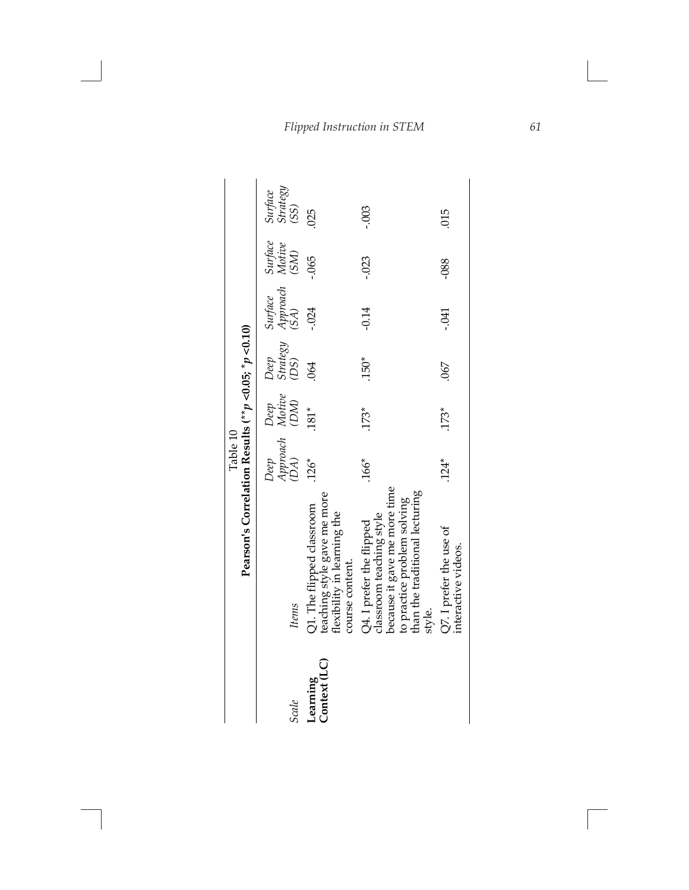Table 10

**Pearson's Correlation Results (** $^{**}p < 0.05$; $^{*}p < 0.10$ **)**

| *Scale* | *Items* | *Deep Approach (DA)* | *Deep Motive (DM)* | *Deep Strategy (DS)* | *Surface Approach (SA)* | *Surface Motive (SM)* | *Surface Strategy (SS)* |
|---|---|---|---|---|---|---|---|
| **Learning Context (LC)** | Q1. The flipped classroom teaching style gave me more flexibility in learning the course content. | .126* | .181* | .064 | -.024 | -.065 | .025 |
| | Q4. I prefer the flipped classroom teaching style because it gave me more time to practice problem solving than the traditional lecturing style. | .166* | .173* | .150* | -0.14 | -.023 | -.003 |
| | Q7. I prefer the use of interactive videos. | .124* | .173* | .067 | -.041 | -088 | .015 |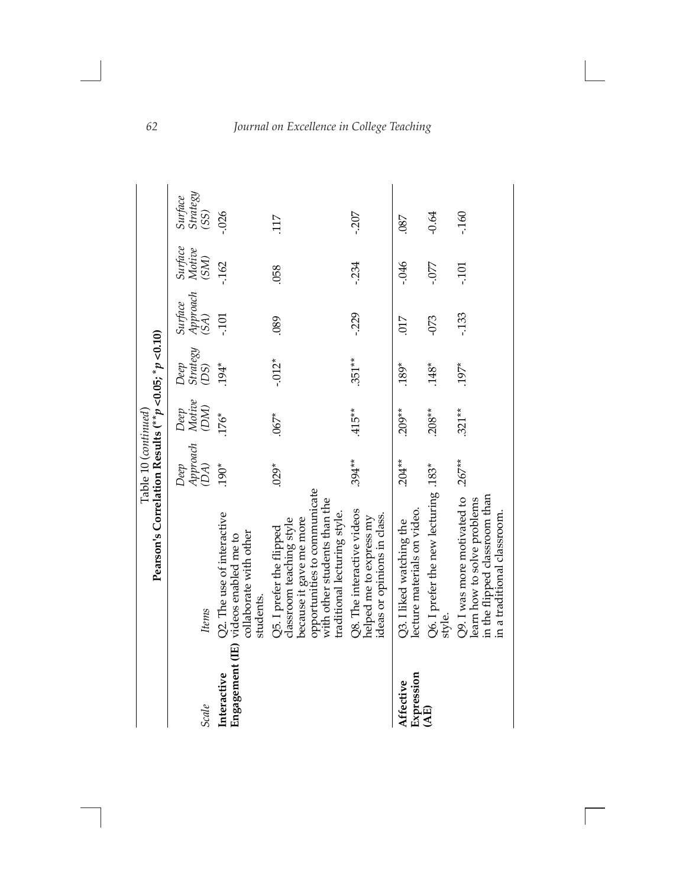Table 10 (*continued*)
**Pearson's Correlation Results (**p <0.05; *p <0.10)**

| *Scale* | *Items* | *Deep Approach (DA)* | *Deep Motive (DM)* | *Deep Strategy (DS)* | *Surface Approach (SA)* | *Surface Motive (SM)* | *Surface Strategy (SS)* |
|---|---|---|---|---|---|---|---|
| **Interactive Engagement (IE)** | Q2. The use of interactive videos enabled me to collaborate with other students. | .190* | .176* | .194* | -.101 | -.162 | -.026 |
| | Q5. I prefer the flipped classroom teaching style because it gave me more opportunities to communicate with other students than the traditional lecturing style. | .029* | .067* | -.012* | .089 | .058 | .117 |
| | Q8. The interactive videos helped me to express my ideas or opinions in class. | .394** | .415** | .351** | -.229 | -.234 | -.207 |
| **Affective Expression (AE)** | Q3. I liked watching the lecture materials on video. | .204** | .209** | .189* | .017 | -.046 | .087 |
| | Q6. I prefer the new lecturing style. | .183* | .208** | .148* | -073 | -.077 | -0.64 |
| | Q9. I was more motivated to learn how to solve problems in the flipped classroom than in a traditional classroom. | .267** | .321** | .197* | -.133 | -.101 | -.160 |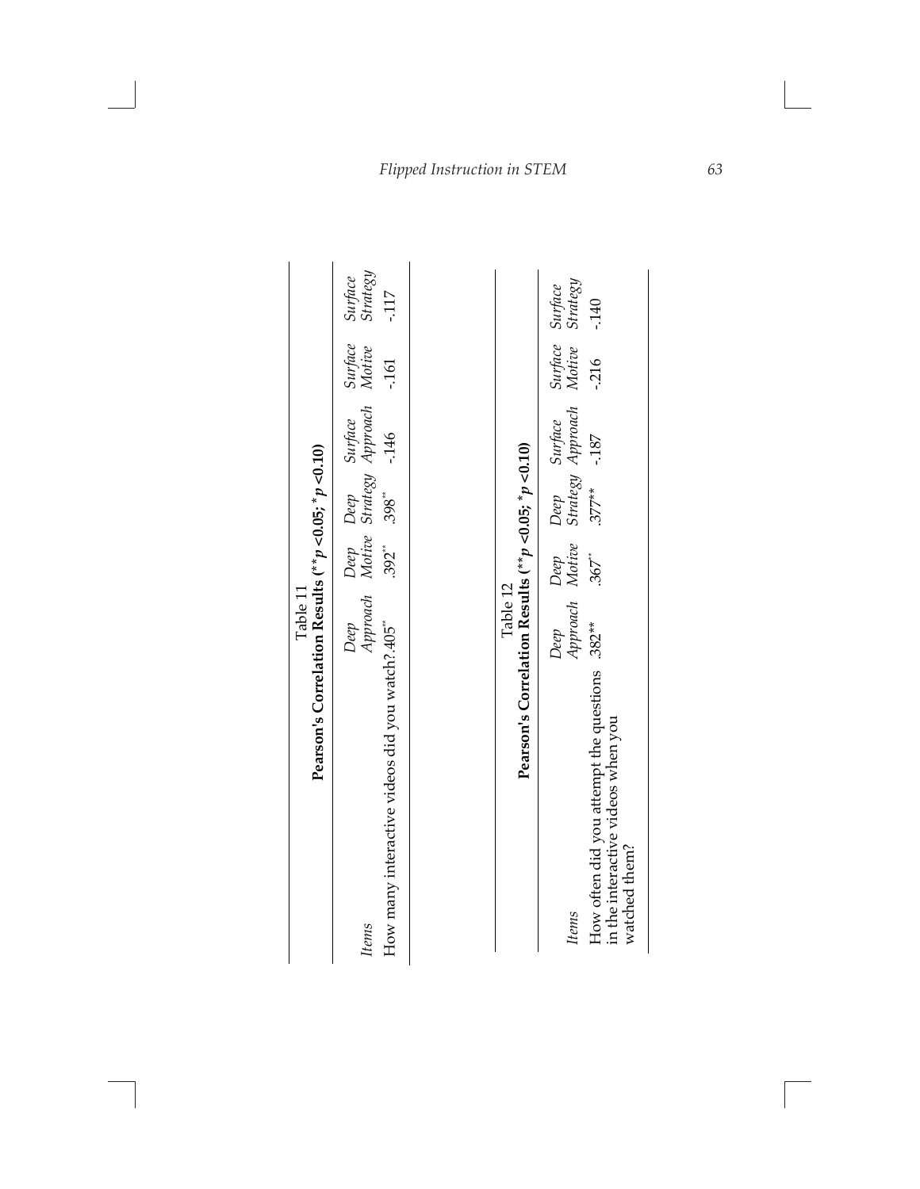Table 11

**Pearson's Correlation Results (\*\* $p$ <0.05; \* $p$ <0.10)**

| *Items* | *Deep Approach* | *Deep Motive* | *Deep Strategy* | *Surface Approach* | *Surface Motive* | *Surface Strategy* |
|---|---|---|---|---|---|---|
| How many interactive videos did you watch? | .405\*\* | .392\*\* | .398\*\* | -.146 | -.161 | -.117 |

Table 12

**Pearson's Correlation Results (\*\* $p$ <0.05; \* $p$ <0.10)**

| *Items* | *Deep Approach* | *Deep Motive* | *Deep Strategy* | *Surface Approach* | *Surface Motive* | *Surface Strategy* |
|---|---|---|---|---|---|---|
| How often did you attempt the questions in the interactive videos when you watched them? | .382\*\* | .367\*\* | .377\*\* | -.187 | -.216 | -.140 |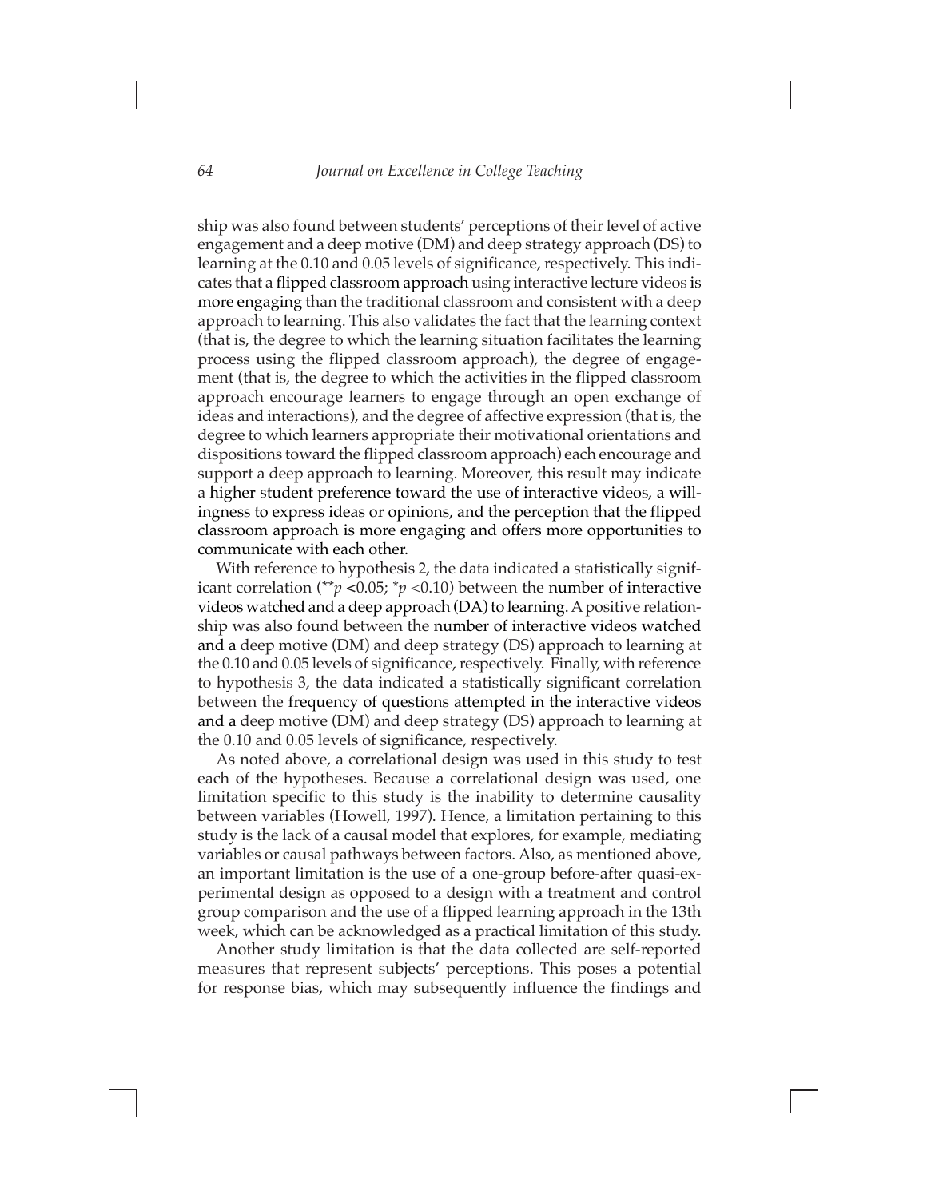ship was also found between students' perceptions of their level of active engagement and a deep motive (DM) and deep strategy approach (DS) to learning at the 0.10 and 0.05 levels of significance, respectively. This indicates that a flipped classroom approach using interactive lecture videos is more engaging than the traditional classroom and consistent with a deep approach to learning. This also validates the fact that the learning context (that is, the degree to which the learning situation facilitates the learning process using the flipped classroom approach), the degree of engagement (that is, the degree to which the activities in the flipped classroom approach encourage learners to engage through an open exchange of ideas and interactions), and the degree of affective expression (that is, the degree to which learners appropriate their motivational orientations and dispositions toward the flipped classroom approach) each encourage and support a deep approach to learning. Moreover, this result may indicate a higher student preference toward the use of interactive videos, a willingness to express ideas or opinions, and the perception that the flipped classroom approach is more engaging and offers more opportunities to communicate with each other.

With reference to hypothesis 2, the data indicated a statistically significant correlation (**$p < 0.05$; *$p < 0.10$) between the number of interactive videos watched and a deep approach (DA) to learning. A positive relationship was also found between the number of interactive videos watched and a deep motive (DM) and deep strategy (DS) approach to learning at the 0.10 and 0.05 levels of significance, respectively. Finally, with reference to hypothesis 3, the data indicated a statistically significant correlation between the frequency of questions attempted in the interactive videos and a deep motive (DM) and deep strategy (DS) approach to learning at the 0.10 and 0.05 levels of significance, respectively.

As noted above, a correlational design was used in this study to test each of the hypotheses. Because a correlational design was used, one limitation specific to this study is the inability to determine causality between variables (Howell, 1997). Hence, a limitation pertaining to this study is the lack of a causal model that explores, for example, mediating variables or causal pathways between factors. Also, as mentioned above, an important limitation is the use of a one-group before-after quasi-experimental design as opposed to a design with a treatment and control group comparison and the use of a flipped learning approach in the 13th week, which can be acknowledged as a practical limitation of this study.

Another study limitation is that the data collected are self-reported measures that represent subjects' perceptions. This poses a potential for response bias, which may subsequently influence the findings and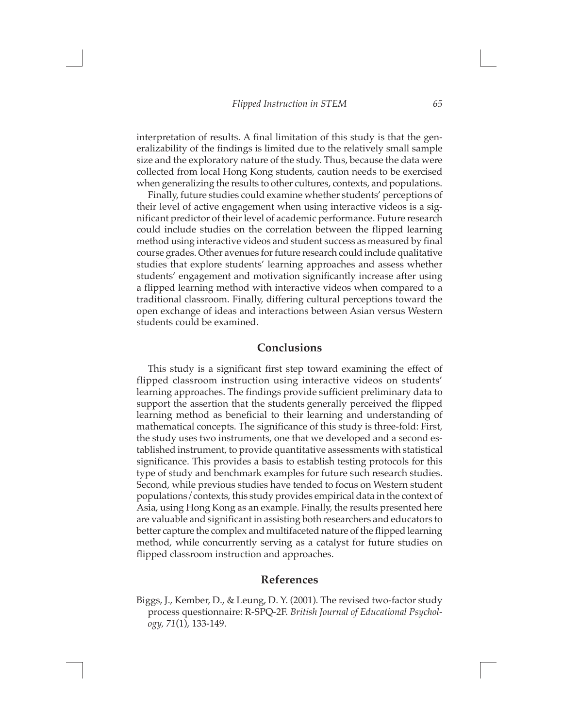interpretation of results. A final limitation of this study is that the generalizability of the findings is limited due to the relatively small sample size and the exploratory nature of the study. Thus, because the data were collected from local Hong Kong students, caution needs to be exercised when generalizing the results to other cultures, contexts, and populations.

Finally, future studies could examine whether students' perceptions of their level of active engagement when using interactive videos is a significant predictor of their level of academic performance. Future research could include studies on the correlation between the flipped learning method using interactive videos and student success as measured by final course grades. Other avenues for future research could include qualitative studies that explore students' learning approaches and assess whether students' engagement and motivation significantly increase after using a flipped learning method with interactive videos when compared to a traditional classroom. Finally, differing cultural perceptions toward the open exchange of ideas and interactions between Asian versus Western students could be examined.

## Conclusions

This study is a significant first step toward examining the effect of flipped classroom instruction using interactive videos on students' learning approaches. The findings provide sufficient preliminary data to support the assertion that the students generally perceived the flipped learning method as beneficial to their learning and understanding of mathematical concepts. The significance of this study is three-fold: First, the study uses two instruments, one that we developed and a second established instrument, to provide quantitative assessments with statistical significance. This provides a basis to establish testing protocols for this type of study and benchmark examples for future such research studies. Second, while previous studies have tended to focus on Western student populations/contexts, this study provides empirical data in the context of Asia, using Hong Kong as an example. Finally, the results presented here are valuable and significant in assisting both researchers and educators to better capture the complex and multifaceted nature of the flipped learning method, while concurrently serving as a catalyst for future studies on flipped classroom instruction and approaches.

## References

Biggs, J., Kember, D., & Leung, D. Y. (2001). The revised two-factor study process questionnaire: R-SPQ-2F. *British Journal of Educational Psychology, 71*(1), 133-149.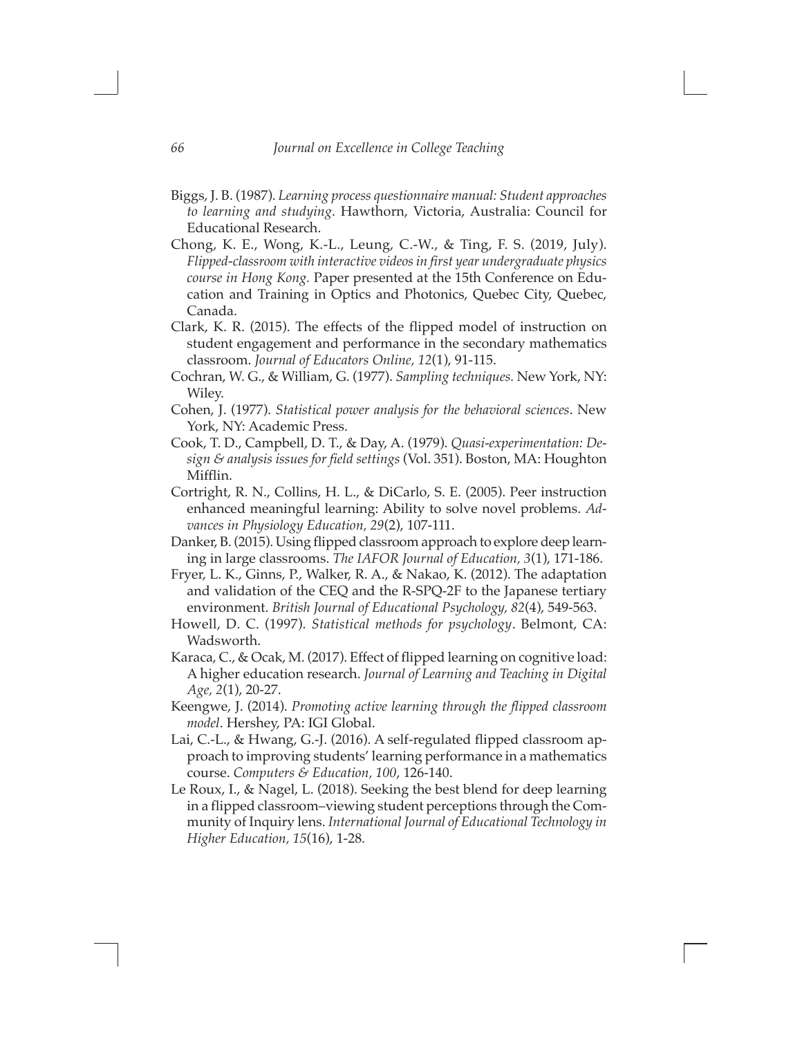Biggs, J. B. (1987). *Learning process questionnaire manual: Student approaches to learning and studying*. Hawthorn, Victoria, Australia: Council for Educational Research.

Chong, K. E., Wong, K.-L., Leung, C.-W., & Ting, F. S. (2019, July). *Flipped-classroom with interactive videos in first year undergraduate physics course in Hong Kong.* Paper presented at the 15th Conference on Education and Training in Optics and Photonics, Quebec City, Quebec, Canada.

Clark, K. R. (2015). The effects of the flipped model of instruction on student engagement and performance in the secondary mathematics classroom. *Journal of Educators Online, 12*(1), 91-115.

Cochran, W. G., & William, G. (1977). *Sampling techniques.* New York, NY: Wiley.

Cohen, J. (1977). *Statistical power analysis for the behavioral sciences*. New York, NY: Academic Press.

Cook, T. D., Campbell, D. T., & Day, A. (1979). *Quasi-experimentation: Design & analysis issues for field settings* (Vol. 351). Boston, MA: Houghton Mifflin.

Cortright, R. N., Collins, H. L., & DiCarlo, S. E. (2005). Peer instruction enhanced meaningful learning: Ability to solve novel problems. *Advances in Physiology Education, 29*(2), 107-111.

Danker, B. (2015). Using flipped classroom approach to explore deep learning in large classrooms. *The IAFOR Journal of Education, 3*(1), 171-186.

Fryer, L. K., Ginns, P., Walker, R. A., & Nakao, K. (2012). The adaptation and validation of the CEQ and the R-SPQ-2F to the Japanese tertiary environment. *British Journal of Educational Psychology, 82*(4), 549-563.

Howell, D. C. (1997). *Statistical methods for psychology*. Belmont, CA: Wadsworth.

Karaca, C., & Ocak, M. (2017). Effect of flipped learning on cognitive load: A higher education research. *Journal of Learning and Teaching in Digital Age, 2*(1), 20-27.

Keengwe, J. (2014). *Promoting active learning through the flipped classroom model*. Hershey, PA: IGI Global.

Lai, C.-L., & Hwang, G.-J. (2016). A self-regulated flipped classroom approach to improving students' learning performance in a mathematics course. *Computers & Education, 100*, 126-140.

Le Roux, I., & Nagel, L. (2018). Seeking the best blend for deep learning in a flipped classroom–viewing student perceptions through the Community of Inquiry lens. *International Journal of Educational Technology in Higher Education, 15*(16), 1-28.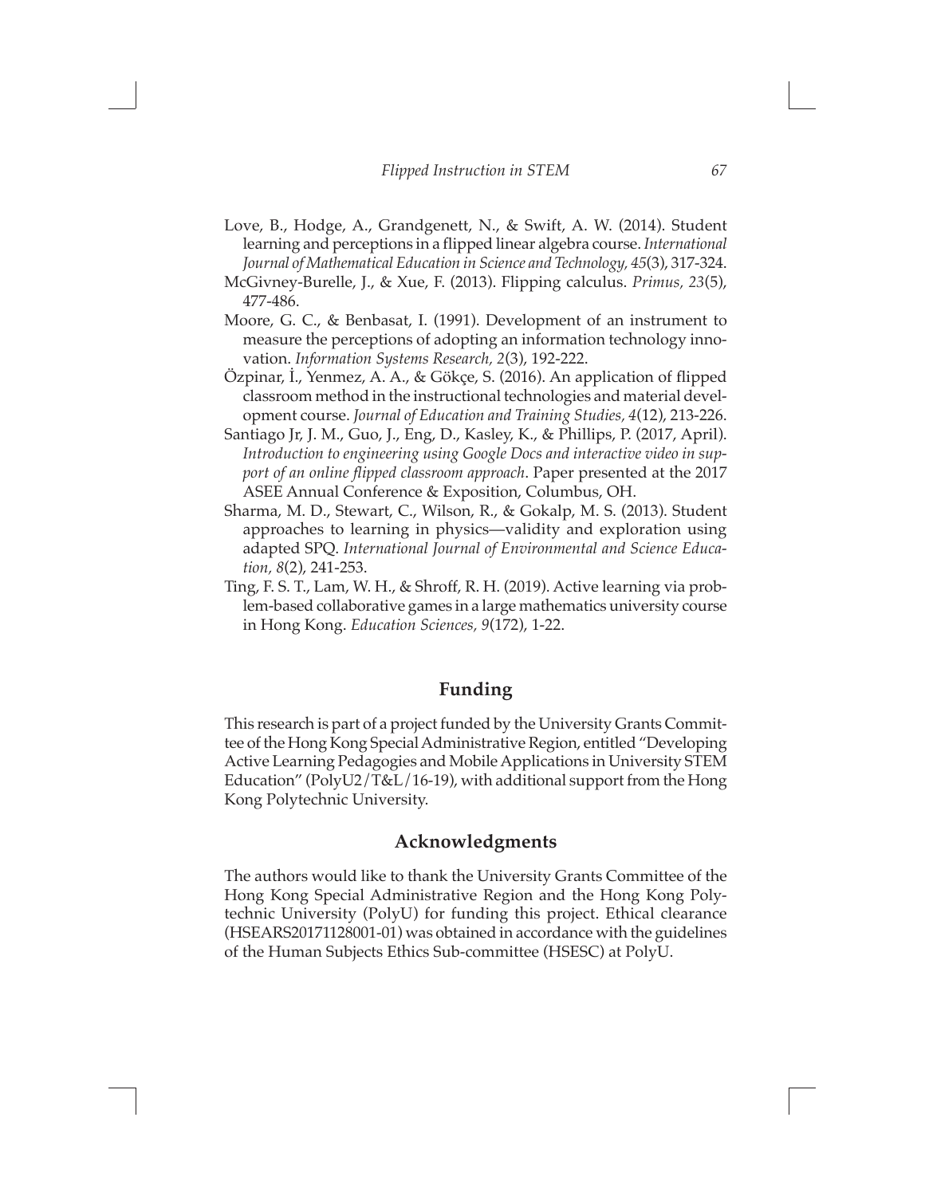Love, B., Hodge, A., Grandgenett, N., & Swift, A. W. (2014). Student learning and perceptions in a flipped linear algebra course. *International Journal of Mathematical Education in Science and Technology, 45*(3), 317-324.

McGivney-Burelle, J., & Xue, F. (2013). Flipping calculus. *Primus, 23*(5), 477-486.

Moore, G. C., & Benbasat, I. (1991). Development of an instrument to measure the perceptions of adopting an information technology innovation. *Information Systems Research, 2*(3), 192-222.

Özpinar, İ., Yenmez, A. A., & Gökçe, S. (2016). An application of flipped classroom method in the instructional technologies and material development course. *Journal of Education and Training Studies, 4*(12), 213-226.

Santiago Jr, J. M., Guo, J., Eng, D., Kasley, K., & Phillips, P. (2017, April). *Introduction to engineering using Google Docs and interactive video in support of an online flipped classroom approach*. Paper presented at the 2017 ASEE Annual Conference & Exposition, Columbus, OH.

Sharma, M. D., Stewart, C., Wilson, R., & Gokalp, M. S. (2013). Student approaches to learning in physics—validity and exploration using adapted SPQ. *International Journal of Environmental and Science Education, 8*(2), 241-253.

Ting, F. S. T., Lam, W. H., & Shroff, R. H. (2019). Active learning via problem-based collaborative games in a large mathematics university course in Hong Kong. *Education Sciences, 9*(172), 1-22.

## Funding

This research is part of a project funded by the University Grants Committee of the Hong Kong Special Administrative Region, entitled "Developing Active Learning Pedagogies and Mobile Applications in University STEM Education" (PolyU2/T&L/16-19), with additional support from the Hong Kong Polytechnic University.

## Acknowledgments

The authors would like to thank the University Grants Committee of the Hong Kong Special Administrative Region and the Hong Kong Polytechnic University (PolyU) for funding this project. Ethical clearance (HSEARS20171128001-01) was obtained in accordance with the guidelines of the Human Subjects Ethics Sub-committee (HSESC) at PolyU.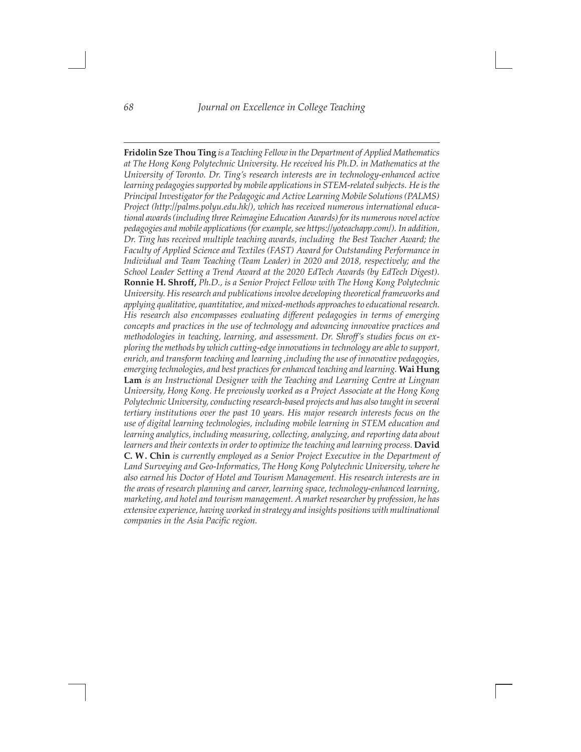**Fridolin Sze Thou Ting** *is a Teaching Fellow in the Department of Applied Mathematics at The Hong Kong Polytechnic University. He received his Ph.D. in Mathematics at the University of Toronto. Dr. Ting's research interests are in technology-enhanced active learning pedagogies supported by mobile applications in STEM-related subjects. He is the Principal Investigator for the Pedagogic and Active Learning Mobile Solutions (PALMS) Project (http://palms.polyu.edu.hk/), which has received numerous international educational awards (including three Reimagine Education Awards) for its numerous novel active pedagogies and mobile applications (for example, see https://yoteachapp.com/). In addition, Dr. Ting has received multiple teaching awards, including the Best Teacher Award; the Faculty of Applied Science and Textiles (FAST) Award for Outstanding Performance in Individual and Team Teaching (Team Leader) in 2020 and 2018, respectively; and the School Leader Setting a Trend Award at the 2020 EdTech Awards (by EdTech Digest).* **Ronnie H. Shroff,** *Ph.D., is a Senior Project Fellow with The Hong Kong Polytechnic University. His research and publications involve developing theoretical frameworks and applying qualitative, quantitative, and mixed-methods approaches to educational research. His research also encompasses evaluating different pedagogies in terms of emerging concepts and practices in the use of technology and advancing innovative practices and methodologies in teaching, learning, and assessment. Dr. Shroff's studies focus on exploring the methods by which cutting-edge innovations in technology are able to support, enrich, and transform teaching and learning ,including the use of innovative pedagogies, emerging technologies, and best practices for enhanced teaching and learning.* **Wai Hung Lam** *is an Instructional Designer with the Teaching and Learning Centre at Lingnan University, Hong Kong. He previously worked as a Project Associate at the Hong Kong Polytechnic University, conducting research-based projects and has also taught in several tertiary institutions over the past 10 years. His major research interests focus on the use of digital learning technologies, including mobile learning in STEM education and learning analytics, including measuring, collecting, analyzing, and reporting data about learners and their contexts in order to optimize the teaching and learning process.* **David C. W. Chin** *is currently employed as a Senior Project Executive in the Department of Land Surveying and Geo-Informatics, The Hong Kong Polytechnic University, where he also earned his Doctor of Hotel and Tourism Management. His research interests are in the areas of research planning and career, learning space, technology-enhanced learning, marketing, and hotel and tourism management. A market researcher by profession, he has extensive experience, having worked in strategy and insights positions with multinational companies in the Asia Pacific region.*